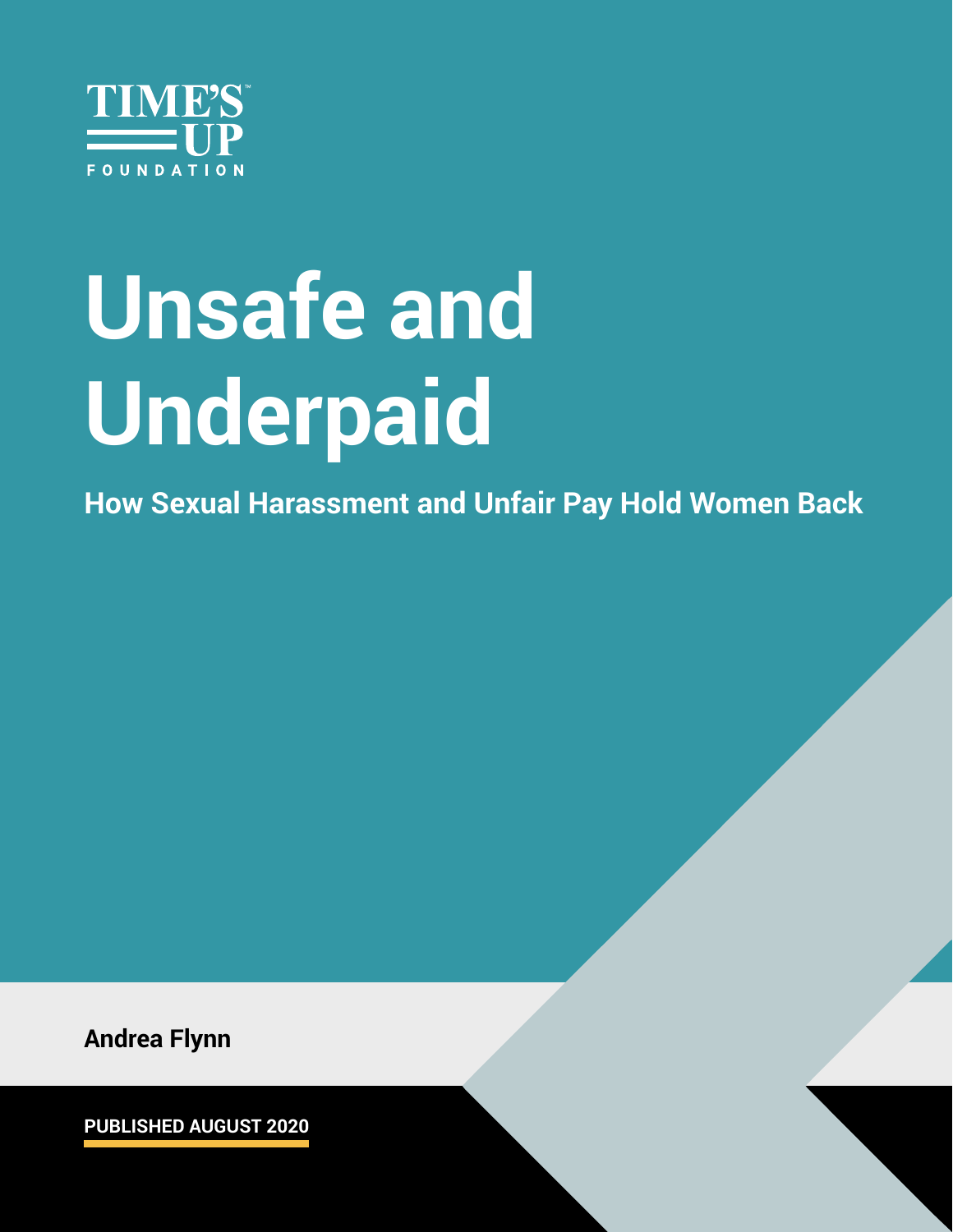TIME'S UP FOUNDATION

# Unsafe and Underpaid

## How Sexual Harassment and Unfair Pay Hold Women Back

**Andrea Flynn**

**PUBLISHED AUGUST 2020**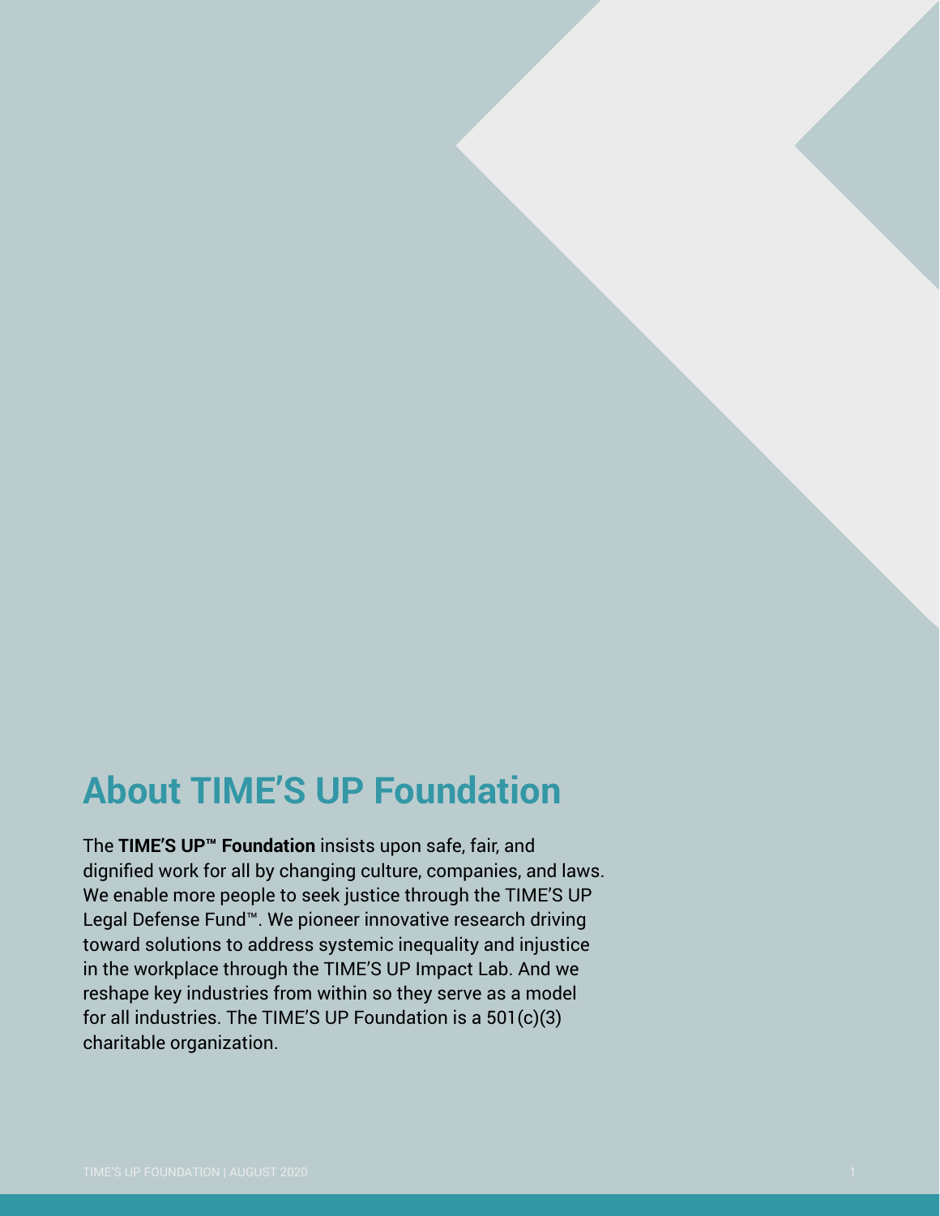# About TIME'S UP Foundation

The **TIME'S UP™ Foundation** insists upon safe, fair, and dignified work for all by changing culture, companies, and laws. We enable more people to seek justice through the TIME'S UP Legal Defense Fund™. We pioneer innovative research driving toward solutions to address systemic inequality and injustice in the workplace through the TIME'S UP Impact Lab. And we reshape key industries from within so they serve as a model for all industries. The TIME'S UP Foundation is a 501(c)(3) charitable organization.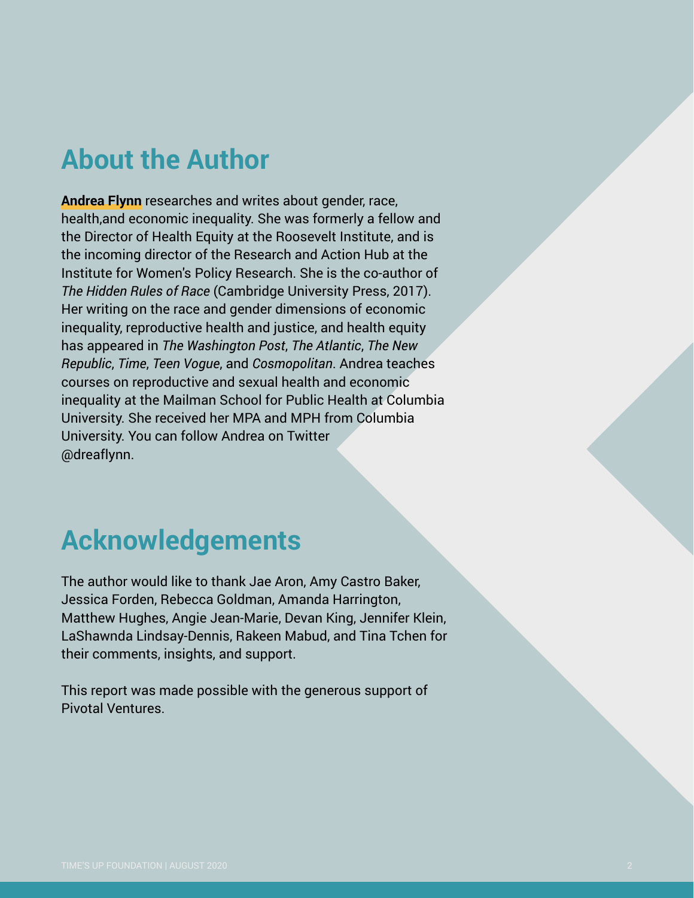## About the Author

**Andrea Flynn** researches and writes about gender, race, health,and economic inequality. She was formerly a fellow and the Director of Health Equity at the Roosevelt Institute, and is the incoming director of the Research and Action Hub at the Institute for Women's Policy Research. She is the co-author of *The Hidden Rules of Race* (Cambridge University Press, 2017). Her writing on the race and gender dimensions of economic inequality, reproductive health and justice, and health equity has appeared in *The Washington Post*, *The Atlantic*, *The New Republic*, *Time*, *Teen Vogue*, and *Cosmopolitan*. Andrea teaches courses on reproductive and sexual health and economic inequality at the Mailman School for Public Health at Columbia University. She received her MPA and MPH from Columbia University. You can follow Andrea on Twitter @dreaflynn.

## Acknowledgements

The author would like to thank Jae Aron, Amy Castro Baker, Jessica Forden, Rebecca Goldman, Amanda Harrington, Matthew Hughes, Angie Jean-Marie, Devan King, Jennifer Klein, LaShawnda Lindsay-Dennis, Rakeen Mabud, and Tina Tchen for their comments, insights, and support.

This report was made possible with the generous support of Pivotal Ventures.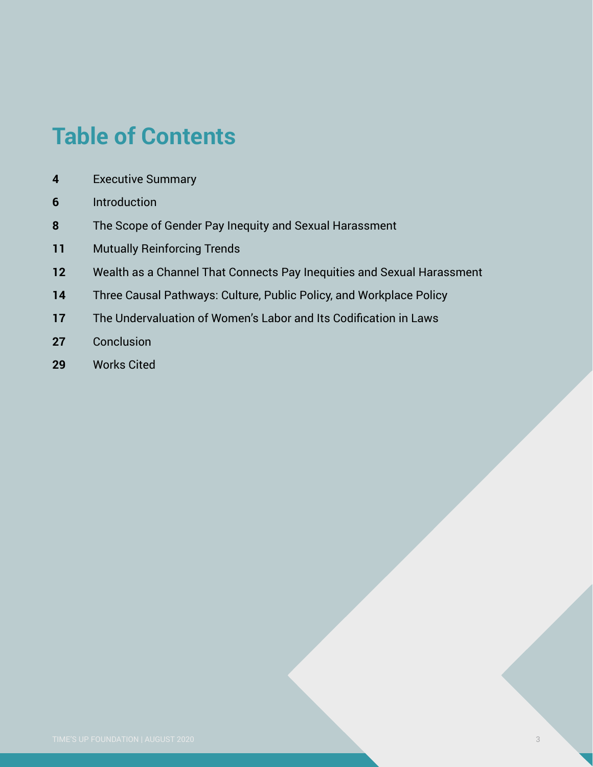# Table of Contents

| | |
|---|---|
| **4** | Executive Summary |
| **6** | Introduction |
| **8** | The Scope of Gender Pay Inequity and Sexual Harassment |
| **11** | Mutually Reinforcing Trends |
| **12** | Wealth as a Channel That Connects Pay Inequities and Sexual Harassment |
| **14** | Three Causal Pathways: Culture, Public Policy, and Workplace Policy |
| **17** | The Undervaluation of Women's Labor and Its Codification in Laws |
| **27** | Conclusion |
| **29** | Works Cited |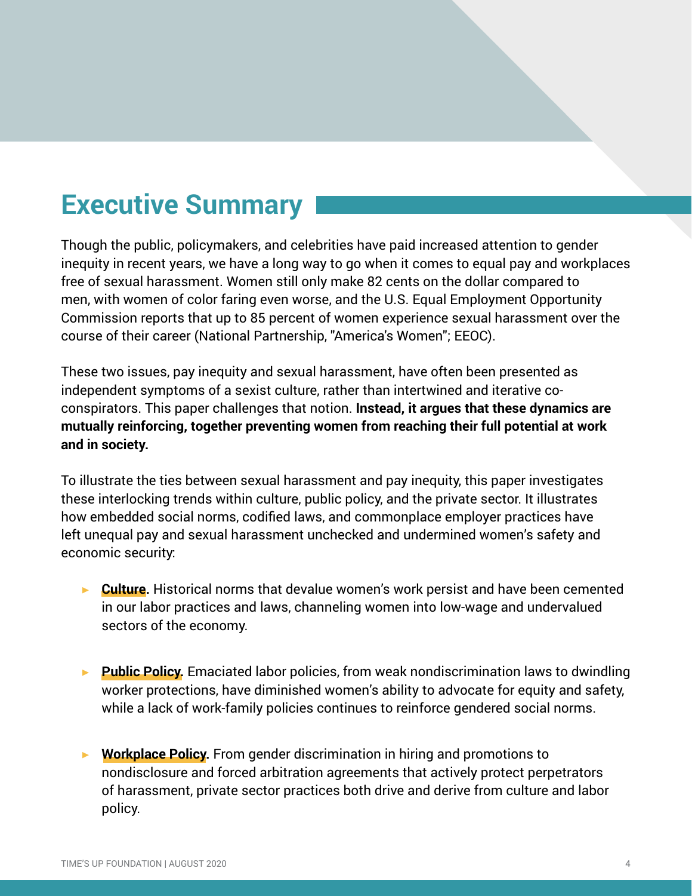# Executive Summary

Though the public, policymakers, and celebrities have paid increased attention to gender inequity in recent years, we have a long way to go when it comes to equal pay and workplaces free of sexual harassment. Women still only make 82 cents on the dollar compared to men, with women of color faring even worse, and the U.S. Equal Employment Opportunity Commission reports that up to 85 percent of women experience sexual harassment over the course of their career (National Partnership, "America's Women"; EEOC).

These two issues, pay inequity and sexual harassment, have often been presented as independent symptoms of a sexist culture, rather than intertwined and iterative co-conspirators. This paper challenges that notion. **Instead, it argues that these dynamics are mutually reinforcing, together preventing women from reaching their full potential at work and in society.**

To illustrate the ties between sexual harassment and pay inequity, this paper investigates these interlocking trends within culture, public policy, and the private sector. It illustrates how embedded social norms, codified laws, and commonplace employer practices have left unequal pay and sexual harassment unchecked and undermined women's safety and economic security:

- **Culture.** Historical norms that devalue women's work persist and have been cemented in our labor practices and laws, channeling women into low-wage and undervalued sectors of the economy.
- **Public Policy.** Emaciated labor policies, from weak nondiscrimination laws to dwindling worker protections, have diminished women's ability to advocate for equity and safety, while a lack of work-family policies continues to reinforce gendered social norms.
- **Workplace Policy.** From gender discrimination in hiring and promotions to nondisclosure and forced arbitration agreements that actively protect perpetrators of harassment, private sector practices both drive and derive from culture and labor policy.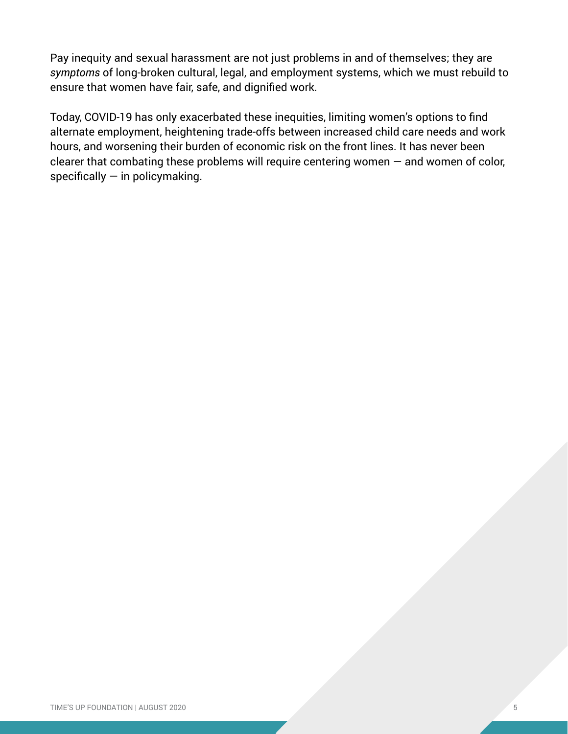Pay inequity and sexual harassment are not just problems in and of themselves; they are *symptoms* of long-broken cultural, legal, and employment systems, which we must rebuild to ensure that women have fair, safe, and dignified work.

Today, COVID-19 has only exacerbated these inequities, limiting women's options to find alternate employment, heightening trade-offs between increased child care needs and work hours, and worsening their burden of economic risk on the front lines. It has never been clearer that combating these problems will require centering women — and women of color, specifically — in policymaking.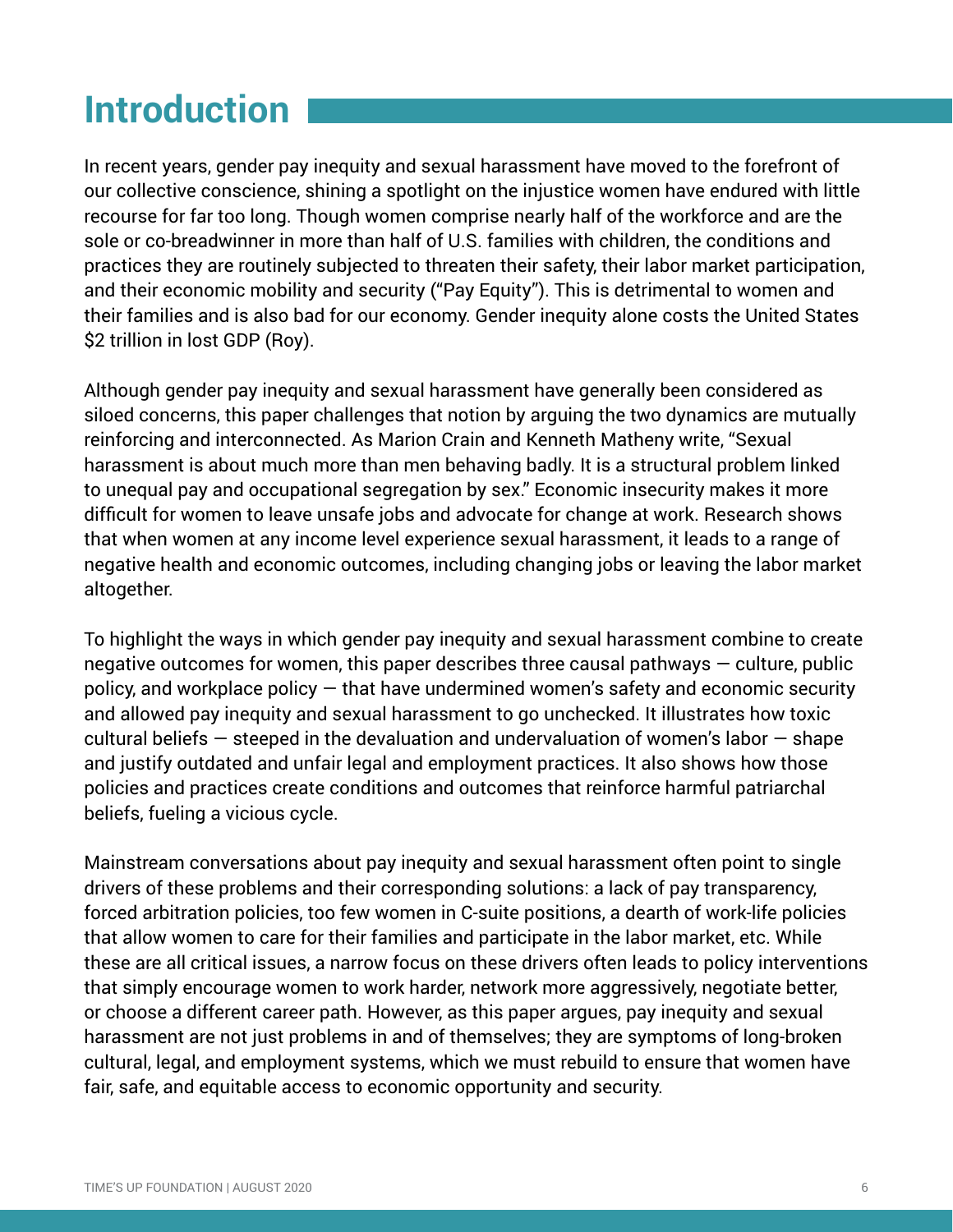# Introduction

In recent years, gender pay inequity and sexual harassment have moved to the forefront of our collective conscience, shining a spotlight on the injustice women have endured with little recourse for far too long. Though women comprise nearly half of the workforce and are the sole or co-breadwinner in more than half of U.S. families with children, the conditions and practices they are routinely subjected to threaten their safety, their labor market participation, and their economic mobility and security ("Pay Equity"). This is detrimental to women and their families and is also bad for our economy. Gender inequity alone costs the United States $2 trillion in lost GDP (Roy).

Although gender pay inequity and sexual harassment have generally been considered as siloed concerns, this paper challenges that notion by arguing the two dynamics are mutually reinforcing and interconnected. As Marion Crain and Kenneth Matheny write, "Sexual harassment is about much more than men behaving badly. It is a structural problem linked to unequal pay and occupational segregation by sex." Economic insecurity makes it more difficult for women to leave unsafe jobs and advocate for change at work. Research shows that when women at any income level experience sexual harassment, it leads to a range of negative health and economic outcomes, including changing jobs or leaving the labor market altogether.

To highlight the ways in which gender pay inequity and sexual harassment combine to create negative outcomes for women, this paper describes three causal pathways — culture, public policy, and workplace policy — that have undermined women's safety and economic security and allowed pay inequity and sexual harassment to go unchecked. It illustrates how toxic cultural beliefs — steeped in the devaluation and undervaluation of women's labor — shape and justify outdated and unfair legal and employment practices. It also shows how those policies and practices create conditions and outcomes that reinforce harmful patriarchal beliefs, fueling a vicious cycle.

Mainstream conversations about pay inequity and sexual harassment often point to single drivers of these problems and their corresponding solutions: a lack of pay transparency, forced arbitration policies, too few women in C-suite positions, a dearth of work-life policies that allow women to care for their families and participate in the labor market, etc. While these are all critical issues, a narrow focus on these drivers often leads to policy interventions that simply encourage women to work harder, network more aggressively, negotiate better, or choose a different career path. However, as this paper argues, pay inequity and sexual harassment are not just problems in and of themselves; they are symptoms of long-broken cultural, legal, and employment systems, which we must rebuild to ensure that women have fair, safe, and equitable access to economic opportunity and security.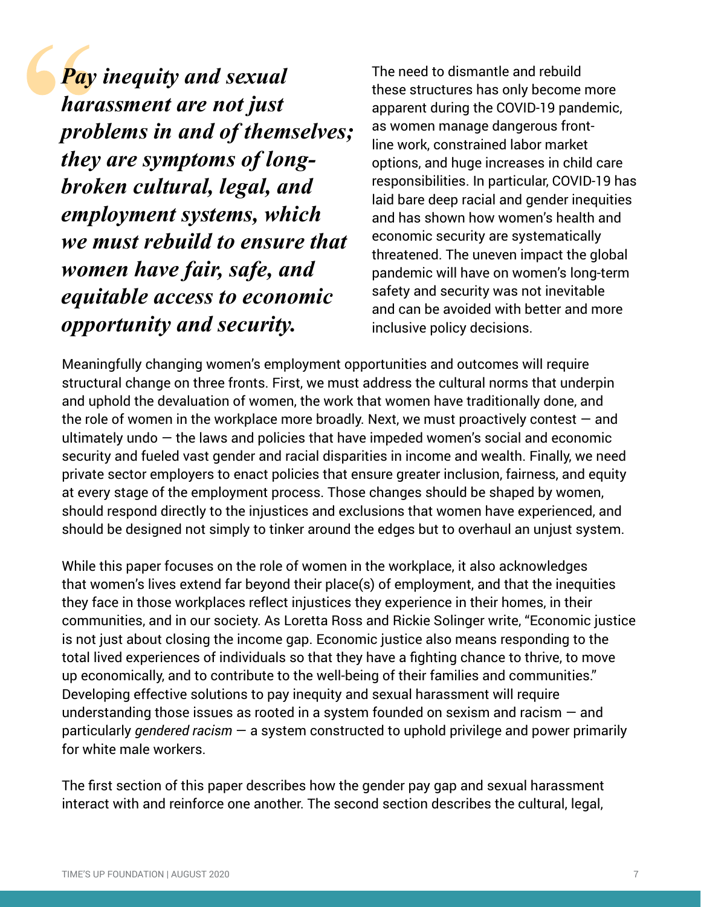> ***Pay inequity and sexual harassment are not just problems in and of themselves; they are symptoms of long-broken cultural, legal, and employment systems, which we must rebuild to ensure that women have fair, safe, and equitable access to economic opportunity and security.***

The need to dismantle and rebuild these structures has only become more apparent during the COVID-19 pandemic, as women manage dangerous front-line work, constrained labor market options, and huge increases in child care responsibilities. In particular, COVID-19 has laid bare deep racial and gender inequities and has shown how women's health and economic security are systematically threatened. The uneven impact the global pandemic will have on women's long-term safety and security was not inevitable and can be avoided with better and more inclusive policy decisions.

Meaningfully changing women's employment opportunities and outcomes will require structural change on three fronts. First, we must address the cultural norms that underpin and uphold the devaluation of women, the work that women have traditionally done, and the role of women in the workplace more broadly. Next, we must proactively contest — and ultimately undo — the laws and policies that have impeded women's social and economic security and fueled vast gender and racial disparities in income and wealth. Finally, we need private sector employers to enact policies that ensure greater inclusion, fairness, and equity at every stage of the employment process. Those changes should be shaped by women, should respond directly to the injustices and exclusions that women have experienced, and should be designed not simply to tinker around the edges but to overhaul an unjust system.

While this paper focuses on the role of women in the workplace, it also acknowledges that women's lives extend far beyond their place(s) of employment, and that the inequities they face in those workplaces reflect injustices they experience in their homes, in their communities, and in our society. As Loretta Ross and Rickie Solinger write, "Economic justice is not just about closing the income gap. Economic justice also means responding to the total lived experiences of individuals so that they have a fighting chance to thrive, to move up economically, and to contribute to the well-being of their families and communities." Developing effective solutions to pay inequity and sexual harassment will require understanding those issues as rooted in a system founded on sexism and racism — and particularly *gendered racism* — a system constructed to uphold privilege and power primarily for white male workers.

The first section of this paper describes how the gender pay gap and sexual harassment interact with and reinforce one another. The second section describes the cultural, legal,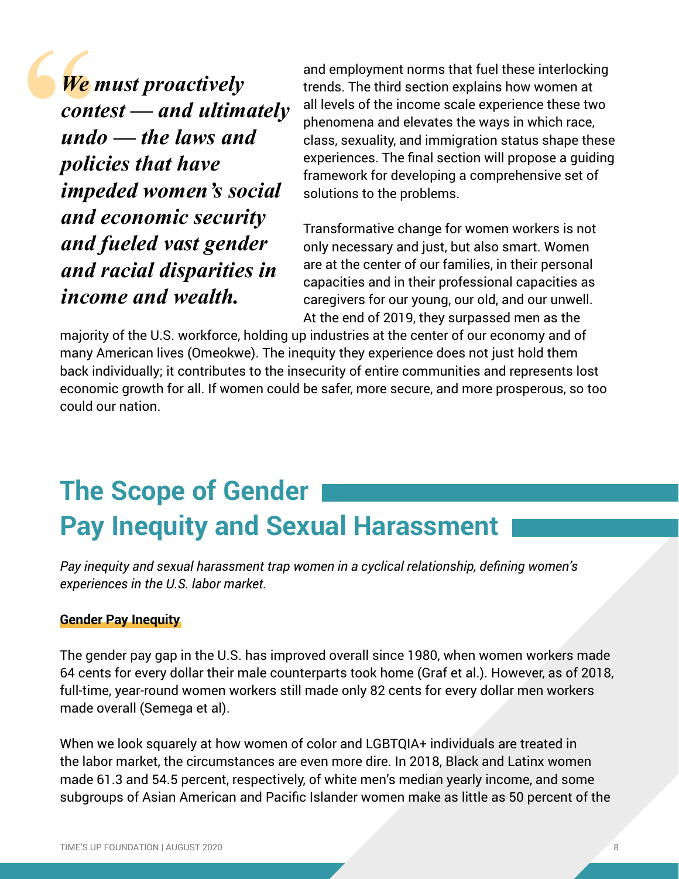*We must proactively contest — and ultimately undo — the laws and policies that have impeded women's social and economic security and fueled vast gender and racial disparities in income and wealth.*

and employment norms that fuel these interlocking trends. The third section explains how women at all levels of the income scale experience these two phenomena and elevates the ways in which race, class, sexuality, and immigration status shape these experiences. The final section will propose a guiding framework for developing a comprehensive set of solutions to the problems.

Transformative change for women workers is not only necessary and just, but also smart. Women are at the center of our families, in their personal capacities and in their professional capacities as caregivers for our young, our old, and our unwell. At the end of 2019, they surpassed men as the majority of the U.S. workforce, holding up industries at the center of our economy and of many American lives (Omeokwe). The inequity they experience does not just hold them back individually; it contributes to the insecurity of entire communities and represents lost economic growth for all. If women could be safer, more secure, and more prosperous, so too could our nation.

## The Scope of Gender Pay Inequity and Sexual Harassment

*Pay inequity and sexual harassment trap women in a cyclical relationship, defining women's experiences in the U.S. labor market.*

**Gender Pay Inequity**

The gender pay gap in the U.S. has improved overall since 1980, when women workers made 64 cents for every dollar their male counterparts took home (Graf et al.). However, as of 2018, full-time, year-round women workers still made only 82 cents for every dollar men workers made overall (Semega et al).

When we look squarely at how women of color and LGBTQIA+ individuals are treated in the labor market, the circumstances are even more dire. In 2018, Black and Latinx women made 61.3 and 54.5 percent, respectively, of white men's median yearly income, and some subgroups of Asian American and Pacific Islander women make as little as 50 percent of the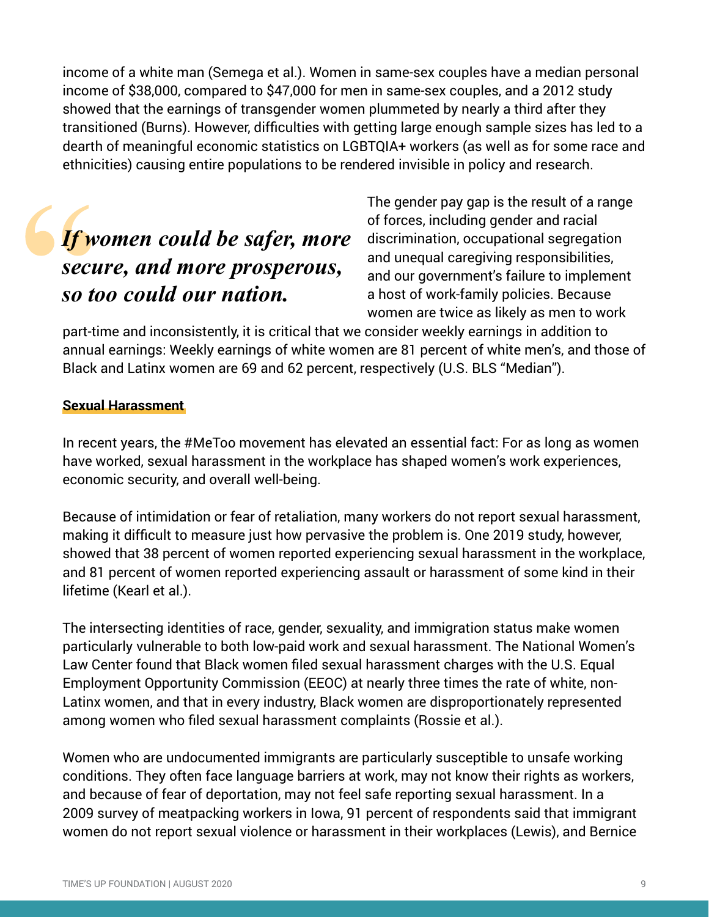income of a white man (Semega et al.). Women in same-sex couples have a median personal income of $38,000, compared to $47,000 for men in same-sex couples, and a 2012 study showed that the earnings of transgender women plummeted by nearly a third after they transitioned (Burns). However, difficulties with getting large enough sample sizes has led to a dearth of meaningful economic statistics on LGBTQIA+ workers (as well as for some race and ethnicities) causing entire populations to be rendered invisible in policy and research.

> ***If women could be safer, more secure, and more prosperous, so too could our nation.***

The gender pay gap is the result of a range of forces, including gender and racial discrimination, occupational segregation and unequal caregiving responsibilities, and our government's failure to implement a host of work-family policies. Because women are twice as likely as men to work part-time and inconsistently, it is critical that we consider weekly earnings in addition to annual earnings: Weekly earnings of white women are 81 percent of white men's, and those of Black and Latinx women are 69 and 62 percent, respectively (U.S. BLS "Median").

### Sexual Harassment

In recent years, the #MeToo movement has elevated an essential fact: For as long as women have worked, sexual harassment in the workplace has shaped women's work experiences, economic security, and overall well-being.

Because of intimidation or fear of retaliation, many workers do not report sexual harassment, making it difficult to measure just how pervasive the problem is. One 2019 study, however, showed that 38 percent of women reported experiencing sexual harassment in the workplace, and 81 percent of women reported experiencing assault or harassment of some kind in their lifetime (Kearl et al.).

The intersecting identities of race, gender, sexuality, and immigration status make women particularly vulnerable to both low-paid work and sexual harassment. The National Women's Law Center found that Black women filed sexual harassment charges with the U.S. Equal Employment Opportunity Commission (EEOC) at nearly three times the rate of white, non-Latinx women, and that in every industry, Black women are disproportionately represented among women who filed sexual harassment complaints (Rossie et al.).

Women who are undocumented immigrants are particularly susceptible to unsafe working conditions. They often face language barriers at work, may not know their rights as workers, and because of fear of deportation, may not feel safe reporting sexual harassment. In a 2009 survey of meatpacking workers in Iowa, 91 percent of respondents said that immigrant women do not report sexual violence or harassment in their workplaces (Lewis), and Bernice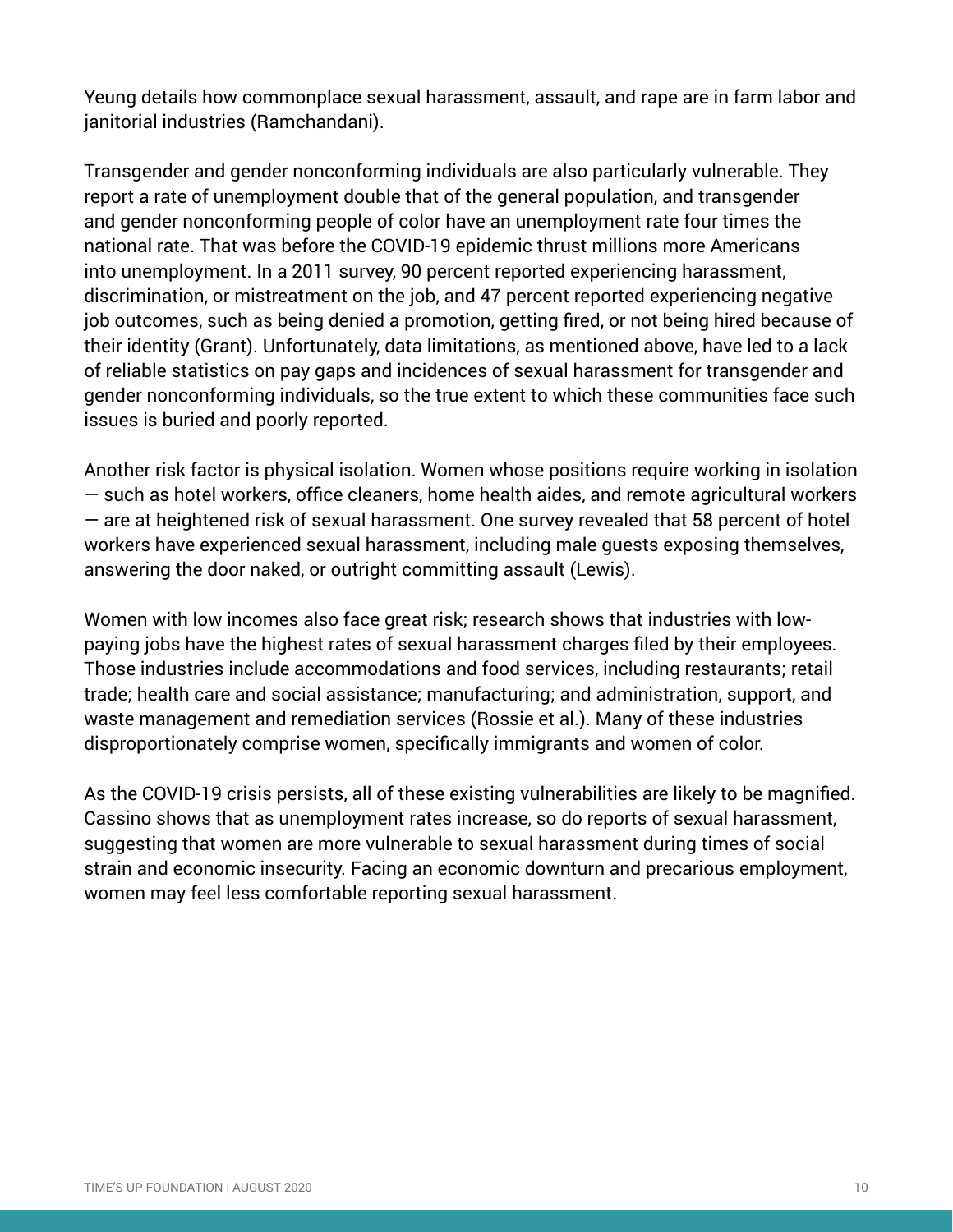Yeung details how commonplace sexual harassment, assault, and rape are in farm labor and janitorial industries (Ramchandani).

Transgender and gender nonconforming individuals are also particularly vulnerable. They report a rate of unemployment double that of the general population, and transgender and gender nonconforming people of color have an unemployment rate four times the national rate. That was before the COVID-19 epidemic thrust millions more Americans into unemployment. In a 2011 survey, 90 percent reported experiencing harassment, discrimination, or mistreatment on the job, and 47 percent reported experiencing negative job outcomes, such as being denied a promotion, getting fired, or not being hired because of their identity (Grant). Unfortunately, data limitations, as mentioned above, have led to a lack of reliable statistics on pay gaps and incidences of sexual harassment for transgender and gender nonconforming individuals, so the true extent to which these communities face such issues is buried and poorly reported.

Another risk factor is physical isolation. Women whose positions require working in isolation — such as hotel workers, office cleaners, home health aides, and remote agricultural workers — are at heightened risk of sexual harassment. One survey revealed that 58 percent of hotel workers have experienced sexual harassment, including male guests exposing themselves, answering the door naked, or outright committing assault (Lewis).

Women with low incomes also face great risk; research shows that industries with low-paying jobs have the highest rates of sexual harassment charges filed by their employees. Those industries include accommodations and food services, including restaurants; retail trade; health care and social assistance; manufacturing; and administration, support, and waste management and remediation services (Rossie et al.). Many of these industries disproportionately comprise women, specifically immigrants and women of color.

As the COVID-19 crisis persists, all of these existing vulnerabilities are likely to be magnified. Cassino shows that as unemployment rates increase, so do reports of sexual harassment, suggesting that women are more vulnerable to sexual harassment during times of social strain and economic insecurity. Facing an economic downturn and precarious employment, women may feel less comfortable reporting sexual harassment.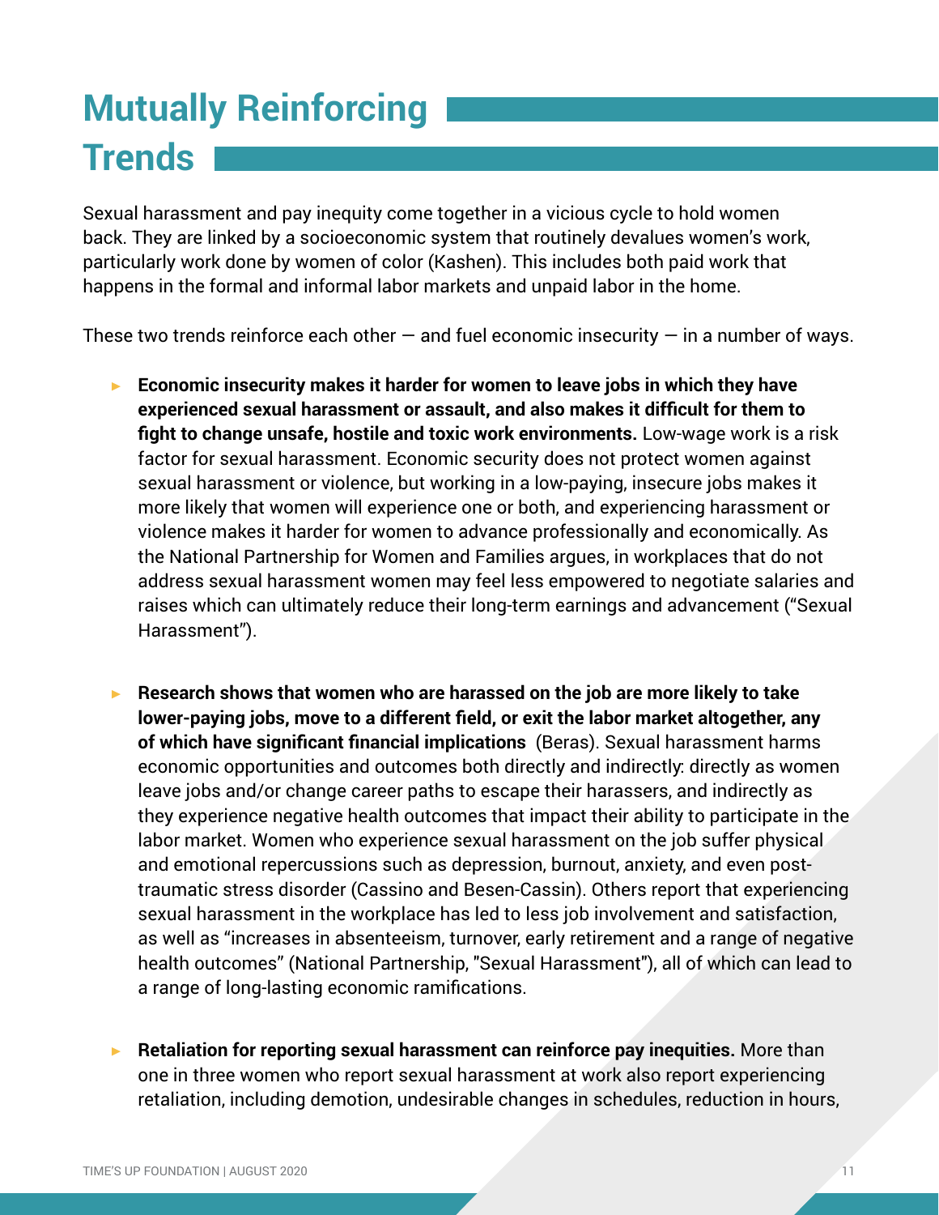# Mutually Reinforcing Trends

Sexual harassment and pay inequity come together in a vicious cycle to hold women back. They are linked by a socioeconomic system that routinely devalues women's work, particularly work done by women of color (Kashen). This includes both paid work that happens in the formal and informal labor markets and unpaid labor in the home.

These two trends reinforce each other — and fuel economic insecurity — in a number of ways.

- **Economic insecurity makes it harder for women to leave jobs in which they have experienced sexual harassment or assault, and also makes it difficult for them to fight to change unsafe, hostile and toxic work environments.** Low-wage work is a risk factor for sexual harassment. Economic security does not protect women against sexual harassment or violence, but working in a low-paying, insecure jobs makes it more likely that women will experience one or both, and experiencing harassment or violence makes it harder for women to advance professionally and economically. As the National Partnership for Women and Families argues, in workplaces that do not address sexual harassment women may feel less empowered to negotiate salaries and raises which can ultimately reduce their long-term earnings and advancement ("Sexual Harassment").

- **Research shows that women who are harassed on the job are more likely to take lower-paying jobs, move to a different field, or exit the labor market altogether, any of which have significant financial implications** (Beras). Sexual harassment harms economic opportunities and outcomes both directly and indirectly: directly as women leave jobs and/or change career paths to escape their harassers, and indirectly as they experience negative health outcomes that impact their ability to participate in the labor market. Women who experience sexual harassment on the job suffer physical and emotional repercussions such as depression, burnout, anxiety, and even post-traumatic stress disorder (Cassino and Besen-Cassin). Others report that experiencing sexual harassment in the workplace has led to less job involvement and satisfaction, as well as "increases in absenteeism, turnover, early retirement and a range of negative health outcomes" (National Partnership, "Sexual Harassment"), all of which can lead to a range of long-lasting economic ramifications.

- **Retaliation for reporting sexual harassment can reinforce pay inequities.** More than one in three women who report sexual harassment at work also report experiencing retaliation, including demotion, undesirable changes in schedules, reduction in hours,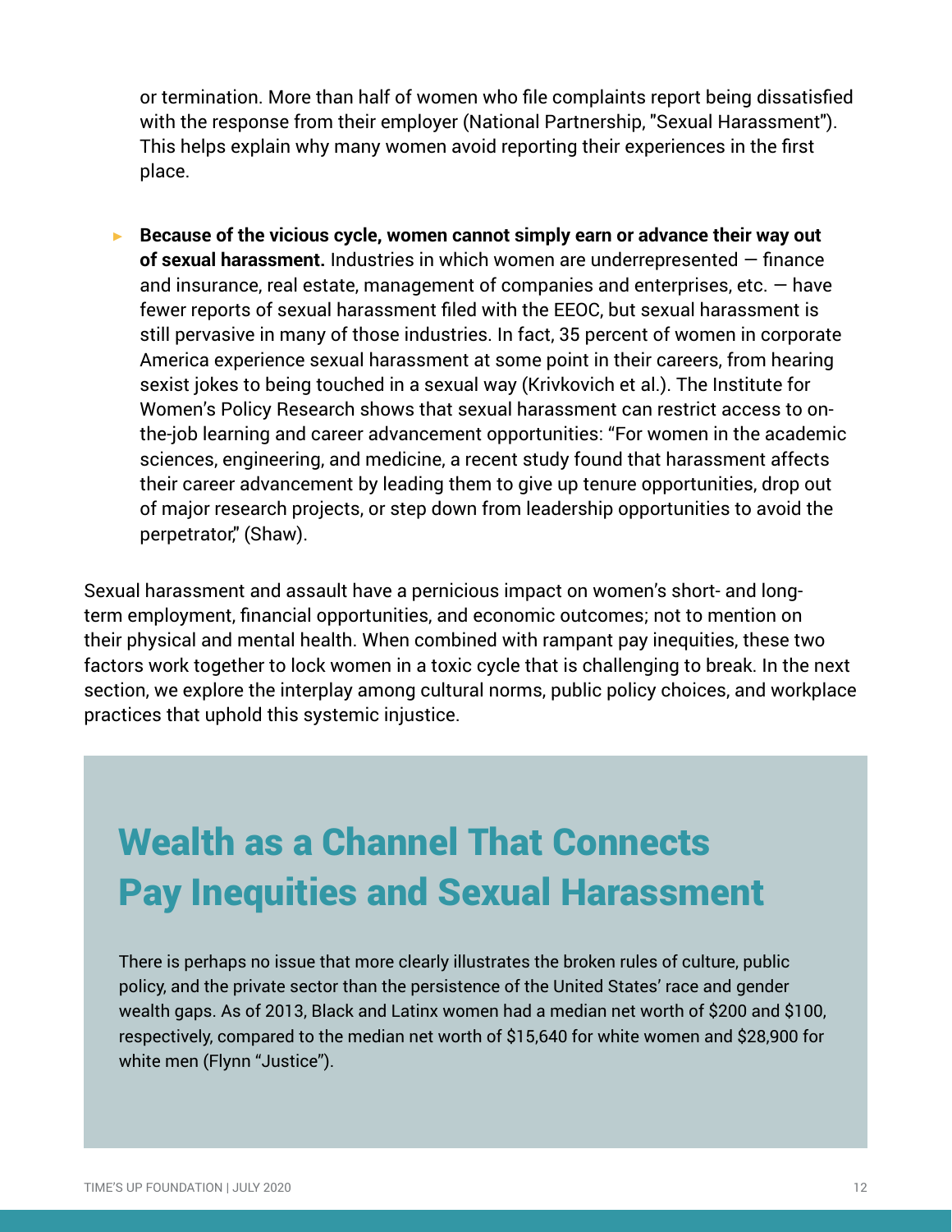or termination. More than half of women who file complaints report being dissatisfied with the response from their employer (National Partnership, "Sexual Harassment"). This helps explain why many women avoid reporting their experiences in the first place.

- **Because of the vicious cycle, women cannot simply earn or advance their way out of sexual harassment.** Industries in which women are underrepresented — finance and insurance, real estate, management of companies and enterprises, etc. — have fewer reports of sexual harassment filed with the EEOC, but sexual harassment is still pervasive in many of those industries. In fact, 35 percent of women in corporate America experience sexual harassment at some point in their careers, from hearing sexist jokes to being touched in a sexual way (Krivkovich et al.). The Institute for Women's Policy Research shows that sexual harassment can restrict access to on-the-job learning and career advancement opportunities: "For women in the academic sciences, engineering, and medicine, a recent study found that harassment affects their career advancement by leading them to give up tenure opportunities, drop out of major research projects, or step down from leadership opportunities to avoid the perpetrator," (Shaw).

Sexual harassment and assault have a pernicious impact on women's short- and long-term employment, financial opportunities, and economic outcomes; not to mention on their physical and mental health. When combined with rampant pay inequities, these two factors work together to lock women in a toxic cycle that is challenging to break. In the next section, we explore the interplay among cultural norms, public policy choices, and workplace practices that uphold this systemic injustice.

## Wealth as a Channel That Connects Pay Inequities and Sexual Harassment

There is perhaps no issue that more clearly illustrates the broken rules of culture, public policy, and the private sector than the persistence of the United States' race and gender wealth gaps. As of 2013, Black and Latinx women had a median net worth of $200 and $100, respectively, compared to the median net worth of $15,640 for white women and $28,900 for white men (Flynn "Justice").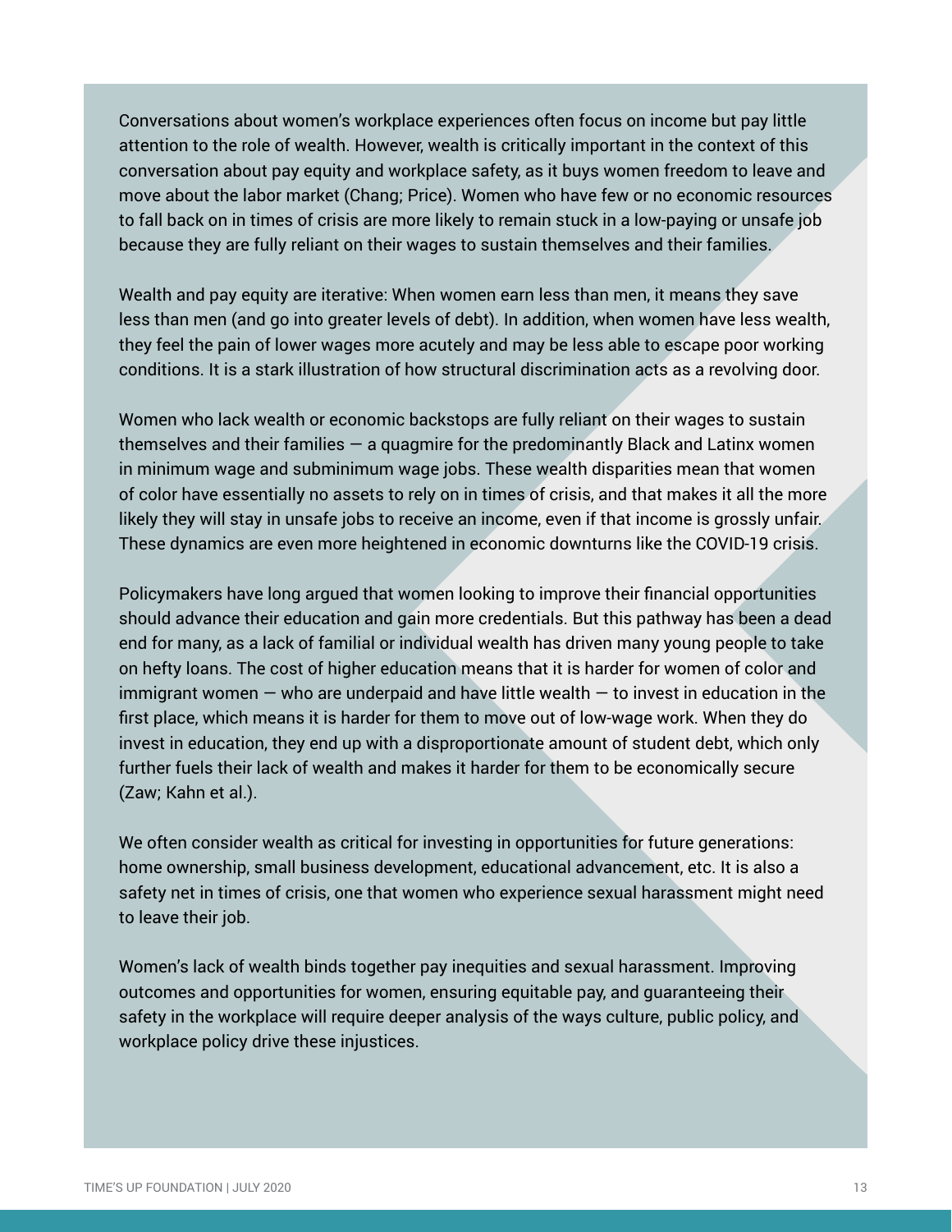Conversations about women's workplace experiences often focus on income but pay little attention to the role of wealth. However, wealth is critically important in the context of this conversation about pay equity and workplace safety, as it buys women freedom to leave and move about the labor market (Chang; Price). Women who have few or no economic resources to fall back on in times of crisis are more likely to remain stuck in a low-paying or unsafe job because they are fully reliant on their wages to sustain themselves and their families.

Wealth and pay equity are iterative: When women earn less than men, it means they save less than men (and go into greater levels of debt). In addition, when women have less wealth, they feel the pain of lower wages more acutely and may be less able to escape poor working conditions. It is a stark illustration of how structural discrimination acts as a revolving door.

Women who lack wealth or economic backstops are fully reliant on their wages to sustain themselves and their families — a quagmire for the predominantly Black and Latinx women in minimum wage and subminimum wage jobs. These wealth disparities mean that women of color have essentially no assets to rely on in times of crisis, and that makes it all the more likely they will stay in unsafe jobs to receive an income, even if that income is grossly unfair. These dynamics are even more heightened in economic downturns like the COVID-19 crisis.

Policymakers have long argued that women looking to improve their financial opportunities should advance their education and gain more credentials. But this pathway has been a dead end for many, as a lack of familial or individual wealth has driven many young people to take on hefty loans. The cost of higher education means that it is harder for women of color and immigrant women — who are underpaid and have little wealth — to invest in education in the first place, which means it is harder for them to move out of low-wage work. When they do invest in education, they end up with a disproportionate amount of student debt, which only further fuels their lack of wealth and makes it harder for them to be economically secure (Zaw; Kahn et al.).

We often consider wealth as critical for investing in opportunities for future generations: home ownership, small business development, educational advancement, etc. It is also a safety net in times of crisis, one that women who experience sexual harassment might need to leave their job.

Women's lack of wealth binds together pay inequities and sexual harassment. Improving outcomes and opportunities for women, ensuring equitable pay, and guaranteeing their safety in the workplace will require deeper analysis of the ways culture, public policy, and workplace policy drive these injustices.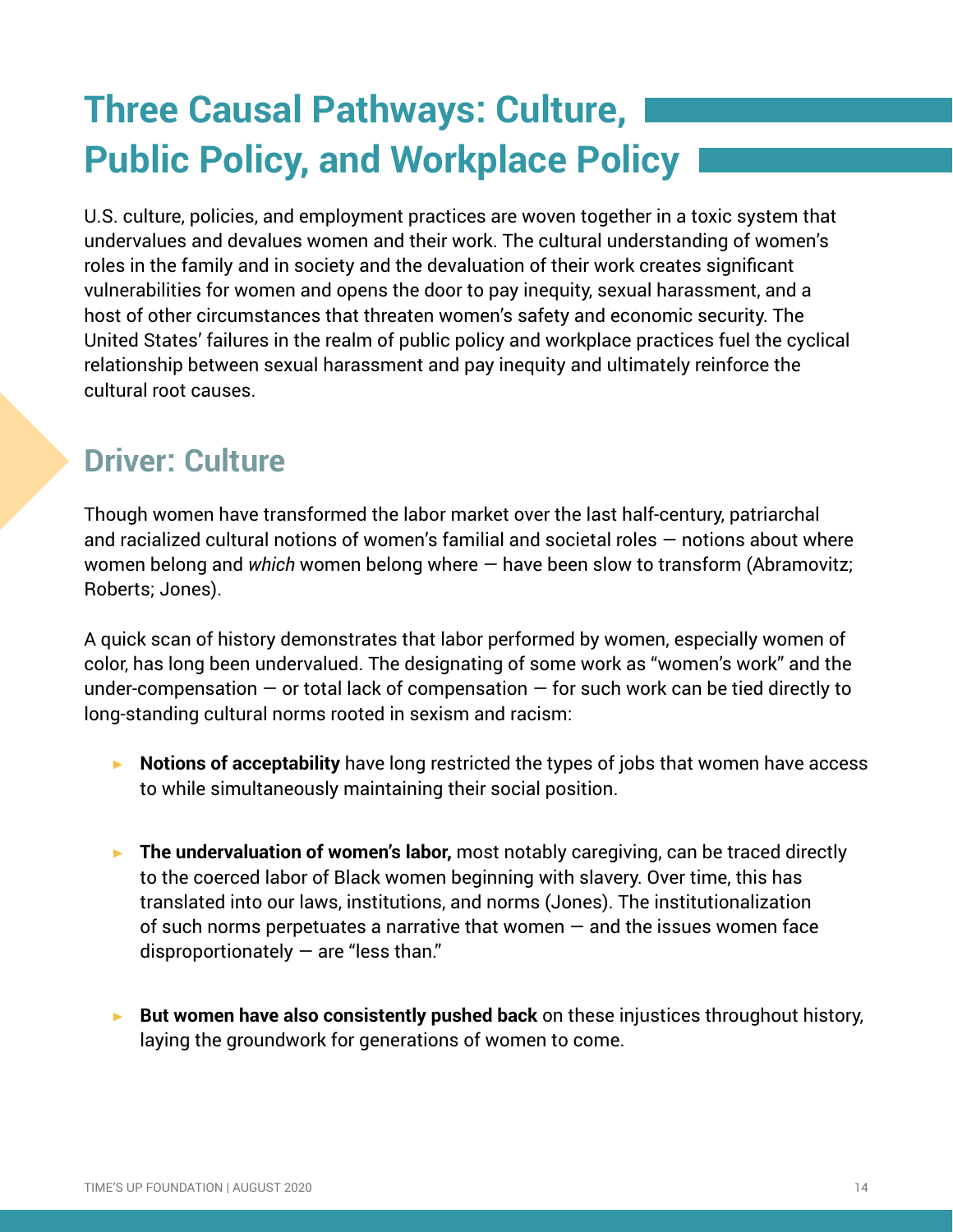# Three Causal Pathways: Culture, Public Policy, and Workplace Policy

U.S. culture, policies, and employment practices are woven together in a toxic system that undervalues and devalues women and their work. The cultural understanding of women's roles in the family and in society and the devaluation of their work creates significant vulnerabilities for women and opens the door to pay inequity, sexual harassment, and a host of other circumstances that threaten women's safety and economic security. The United States' failures in the realm of public policy and workplace practices fuel the cyclical relationship between sexual harassment and pay inequity and ultimately reinforce the cultural root causes.

## Driver: Culture

Though women have transformed the labor market over the last half-century, patriarchal and racialized cultural notions of women's familial and societal roles — notions about where women belong and *which* women belong where — have been slow to transform (Abramovitz; Roberts; Jones).

A quick scan of history demonstrates that labor performed by women, especially women of color, has long been undervalued. The designating of some work as "women's work" and the under-compensation — or total lack of compensation — for such work can be tied directly to long-standing cultural norms rooted in sexism and racism:

- **Notions of acceptability** have long restricted the types of jobs that women have access to while simultaneously maintaining their social position.
- **The undervaluation of women's labor,** most notably caregiving, can be traced directly to the coerced labor of Black women beginning with slavery. Over time, this has translated into our laws, institutions, and norms (Jones). The institutionalization of such norms perpetuates a narrative that women — and the issues women face disproportionately — are "less than."
- **But women have also consistently pushed back** on these injustices throughout history, laying the groundwork for generations of women to come.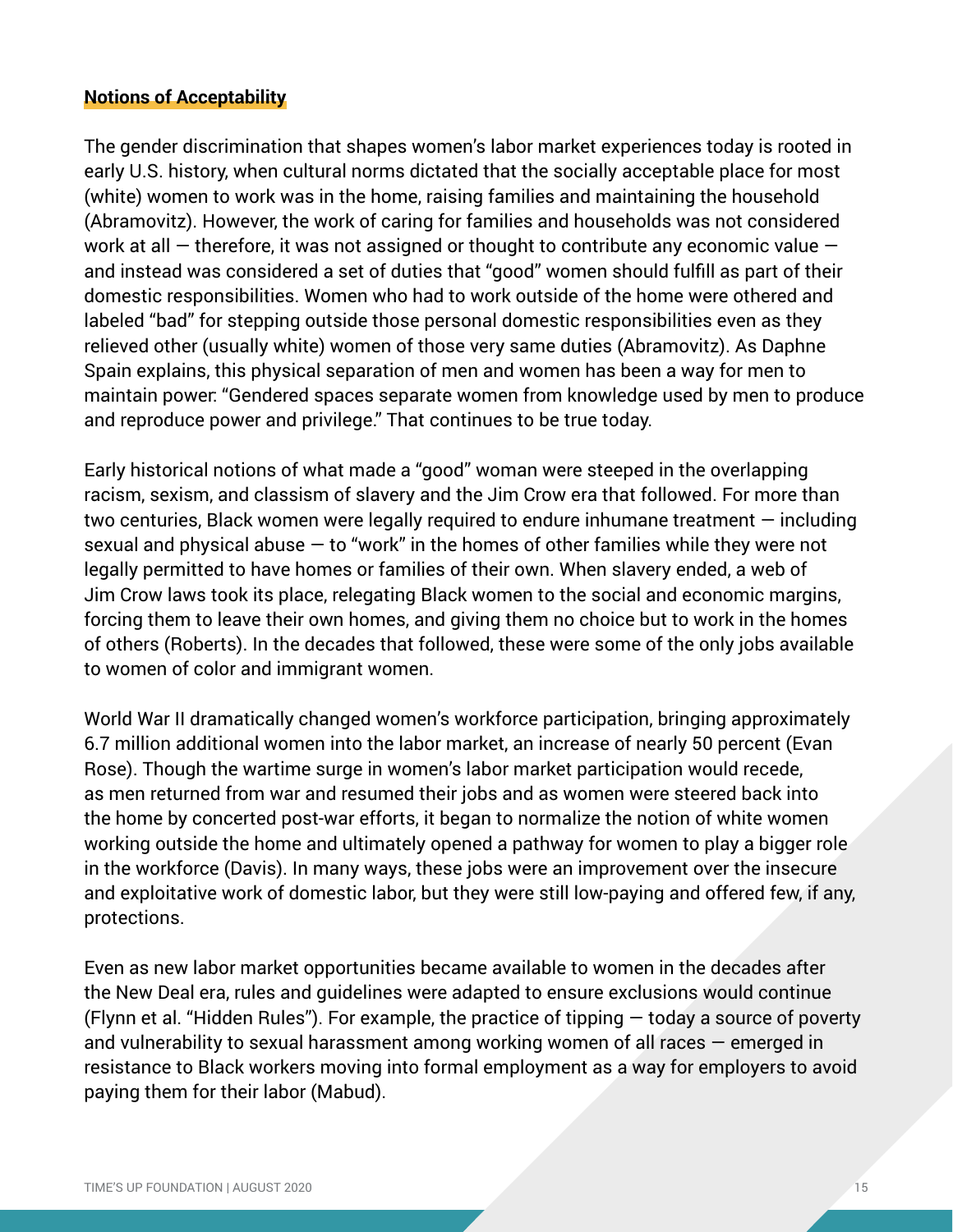**Notions of Acceptability**

The gender discrimination that shapes women's labor market experiences today is rooted in early U.S. history, when cultural norms dictated that the socially acceptable place for most (white) women to work was in the home, raising families and maintaining the household (Abramovitz). However, the work of caring for families and households was not considered work at all — therefore, it was not assigned or thought to contribute any economic value — and instead was considered a set of duties that "good" women should fulfill as part of their domestic responsibilities. Women who had to work outside of the home were othered and labeled "bad" for stepping outside those personal domestic responsibilities even as they relieved other (usually white) women of those very same duties (Abramovitz). As Daphne Spain explains, this physical separation of men and women has been a way for men to maintain power: "Gendered spaces separate women from knowledge used by men to produce and reproduce power and privilege." That continues to be true today.

Early historical notions of what made a "good" woman were steeped in the overlapping racism, sexism, and classism of slavery and the Jim Crow era that followed. For more than two centuries, Black women were legally required to endure inhumane treatment — including sexual and physical abuse — to "work" in the homes of other families while they were not legally permitted to have homes or families of their own. When slavery ended, a web of Jim Crow laws took its place, relegating Black women to the social and economic margins, forcing them to leave their own homes, and giving them no choice but to work in the homes of others (Roberts). In the decades that followed, these were some of the only jobs available to women of color and immigrant women.

World War II dramatically changed women's workforce participation, bringing approximately 6.7 million additional women into the labor market, an increase of nearly 50 percent (Evan Rose). Though the wartime surge in women's labor market participation would recede, as men returned from war and resumed their jobs and as women were steered back into the home by concerted post-war efforts, it began to normalize the notion of white women working outside the home and ultimately opened a pathway for women to play a bigger role in the workforce (Davis). In many ways, these jobs were an improvement over the insecure and exploitative work of domestic labor, but they were still low-paying and offered few, if any, protections.

Even as new labor market opportunities became available to women in the decades after the New Deal era, rules and guidelines were adapted to ensure exclusions would continue (Flynn et al. "Hidden Rules"). For example, the practice of tipping — today a source of poverty and vulnerability to sexual harassment among working women of all races — emerged in resistance to Black workers moving into formal employment as a way for employers to avoid paying them for their labor (Mabud).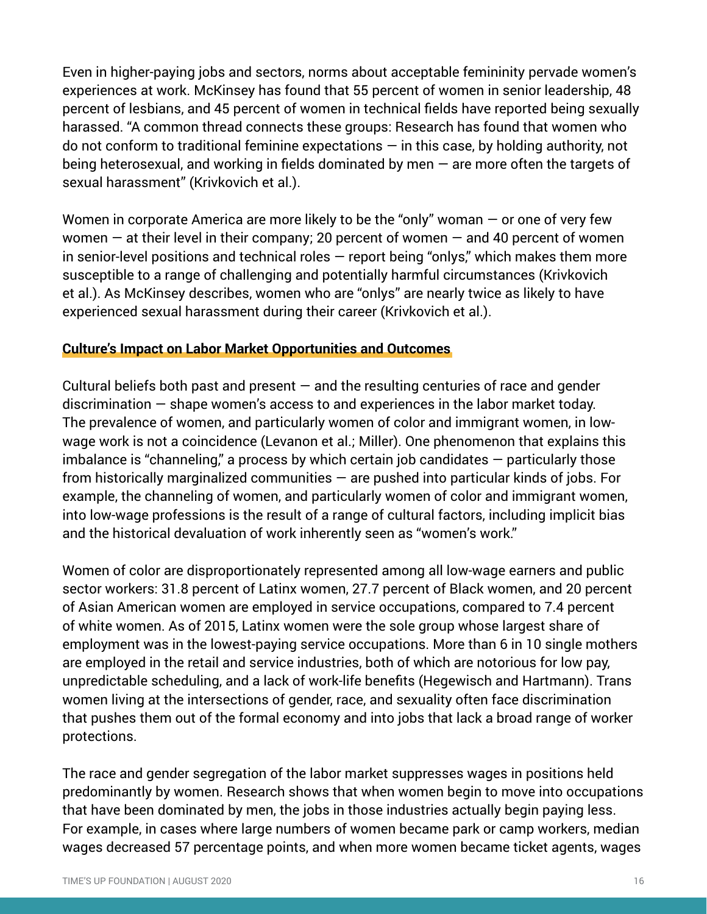Even in higher-paying jobs and sectors, norms about acceptable femininity pervade women's experiences at work. McKinsey has found that 55 percent of women in senior leadership, 48 percent of lesbians, and 45 percent of women in technical fields have reported being sexually harassed. "A common thread connects these groups: Research has found that women who do not conform to traditional feminine expectations — in this case, by holding authority, not being heterosexual, and working in fields dominated by men — are more often the targets of sexual harassment" (Krivkovich et al.).

Women in corporate America are more likely to be the "only" woman — or one of very few women — at their level in their company; 20 percent of women — and 40 percent of women in senior-level positions and technical roles — report being "onlys," which makes them more susceptible to a range of challenging and potentially harmful circumstances (Krivkovich et al.). As McKinsey describes, women who are "onlys" are nearly twice as likely to have experienced sexual harassment during their career (Krivkovich et al.).

### Culture's Impact on Labor Market Opportunities and Outcomes

Cultural beliefs both past and present — and the resulting centuries of race and gender discrimination — shape women's access to and experiences in the labor market today. The prevalence of women, and particularly women of color and immigrant women, in low-wage work is not a coincidence (Levanon et al.; Miller). One phenomenon that explains this imbalance is "channeling," a process by which certain job candidates — particularly those from historically marginalized communities — are pushed into particular kinds of jobs. For example, the channeling of women, and particularly women of color and immigrant women, into low-wage professions is the result of a range of cultural factors, including implicit bias and the historical devaluation of work inherently seen as "women's work."

Women of color are disproportionately represented among all low-wage earners and public sector workers: 31.8 percent of Latinx women, 27.7 percent of Black women, and 20 percent of Asian American women are employed in service occupations, compared to 7.4 percent of white women. As of 2015, Latinx women were the sole group whose largest share of employment was in the lowest-paying service occupations. More than 6 in 10 single mothers are employed in the retail and service industries, both of which are notorious for low pay, unpredictable scheduling, and a lack of work-life benefits (Hegewisch and Hartmann). Trans women living at the intersections of gender, race, and sexuality often face discrimination that pushes them out of the formal economy and into jobs that lack a broad range of worker protections.

The race and gender segregation of the labor market suppresses wages in positions held predominantly by women. Research shows that when women begin to move into occupations that have been dominated by men, the jobs in those industries actually begin paying less. For example, in cases where large numbers of women became park or camp workers, median wages decreased 57 percentage points, and when more women became ticket agents, wages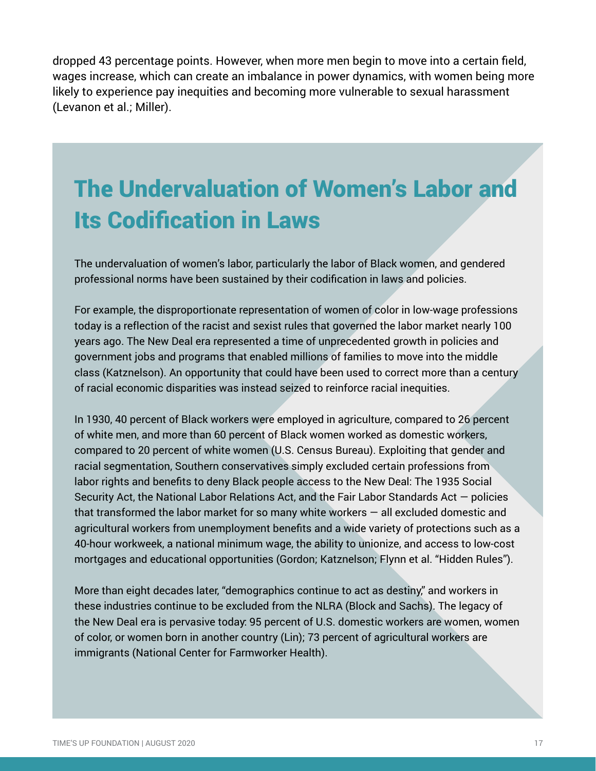dropped 43 percentage points. However, when more men begin to move into a certain field, wages increase, which can create an imbalance in power dynamics, with women being more likely to experience pay inequities and becoming more vulnerable to sexual harassment (Levanon et al.; Miller).

## The Undervaluation of Women's Labor and Its Codification in Laws

The undervaluation of women's labor, particularly the labor of Black women, and gendered professional norms have been sustained by their codification in laws and policies.

For example, the disproportionate representation of women of color in low-wage professions today is a reflection of the racist and sexist rules that governed the labor market nearly 100 years ago. The New Deal era represented a time of unprecedented growth in policies and government jobs and programs that enabled millions of families to move into the middle class (Katznelson). An opportunity that could have been used to correct more than a century of racial economic disparities was instead seized to reinforce racial inequities.

In 1930, 40 percent of Black workers were employed in agriculture, compared to 26 percent of white men, and more than 60 percent of Black women worked as domestic workers, compared to 20 percent of white women (U.S. Census Bureau). Exploiting that gender and racial segmentation, Southern conservatives simply excluded certain professions from labor rights and benefits to deny Black people access to the New Deal: The 1935 Social Security Act, the National Labor Relations Act, and the Fair Labor Standards Act — policies that transformed the labor market for so many white workers — all excluded domestic and agricultural workers from unemployment benefits and a wide variety of protections such as a 40-hour workweek, a national minimum wage, the ability to unionize, and access to low-cost mortgages and educational opportunities (Gordon; Katznelson; Flynn et al. "Hidden Rules").

More than eight decades later, "demographics continue to act as destiny," and workers in these industries continue to be excluded from the NLRA (Block and Sachs). The legacy of the New Deal era is pervasive today: 95 percent of U.S. domestic workers are women, women of color, or women born in another country (Lin); 73 percent of agricultural workers are immigrants (National Center for Farmworker Health).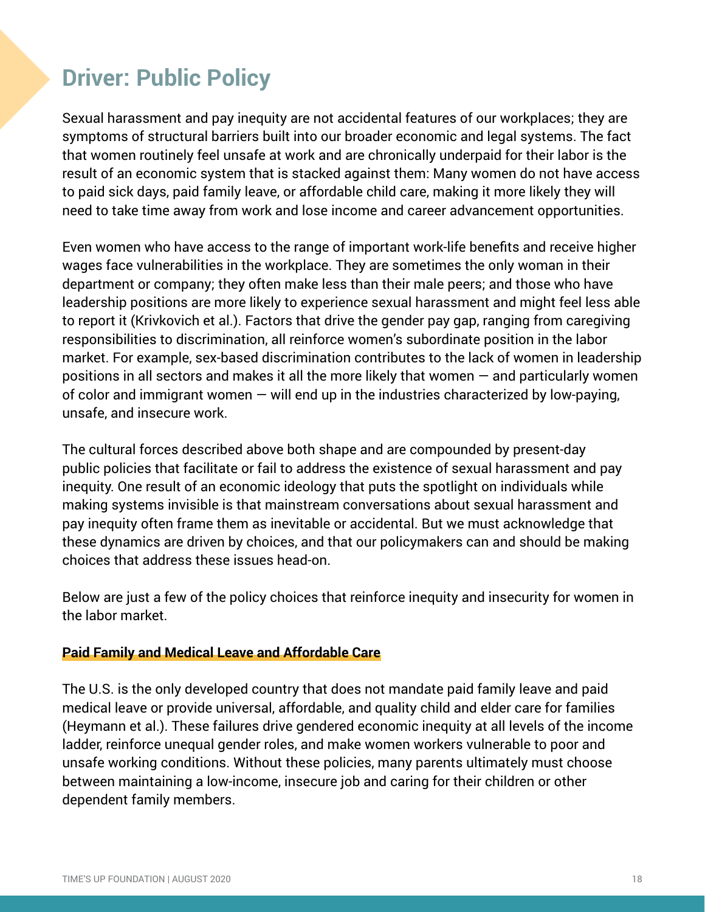## Driver: Public Policy

Sexual harassment and pay inequity are not accidental features of our workplaces; they are symptoms of structural barriers built into our broader economic and legal systems. The fact that women routinely feel unsafe at work and are chronically underpaid for their labor is the result of an economic system that is stacked against them: Many women do not have access to paid sick days, paid family leave, or affordable child care, making it more likely they will need to take time away from work and lose income and career advancement opportunities.

Even women who have access to the range of important work-life benefits and receive higher wages face vulnerabilities in the workplace. They are sometimes the only woman in their department or company; they often make less than their male peers; and those who have leadership positions are more likely to experience sexual harassment and might feel less able to report it (Krivkovich et al.). Factors that drive the gender pay gap, ranging from caregiving responsibilities to discrimination, all reinforce women's subordinate position in the labor market. For example, sex-based discrimination contributes to the lack of women in leadership positions in all sectors and makes it all the more likely that women — and particularly women of color and immigrant women — will end up in the industries characterized by low-paying, unsafe, and insecure work.

The cultural forces described above both shape and are compounded by present-day public policies that facilitate or fail to address the existence of sexual harassment and pay inequity. One result of an economic ideology that puts the spotlight on individuals while making systems invisible is that mainstream conversations about sexual harassment and pay inequity often frame them as inevitable or accidental. But we must acknowledge that these dynamics are driven by choices, and that our policymakers can and should be making choices that address these issues head-on.

Below are just a few of the policy choices that reinforce inequity and insecurity for women in the labor market.

### Paid Family and Medical Leave and Affordable Care

The U.S. is the only developed country that does not mandate paid family leave and paid medical leave or provide universal, affordable, and quality child and elder care for families (Heymann et al.). These failures drive gendered economic inequity at all levels of the income ladder, reinforce unequal gender roles, and make women workers vulnerable to poor and unsafe working conditions. Without these policies, many parents ultimately must choose between maintaining a low-income, insecure job and caring for their children or other dependent family members.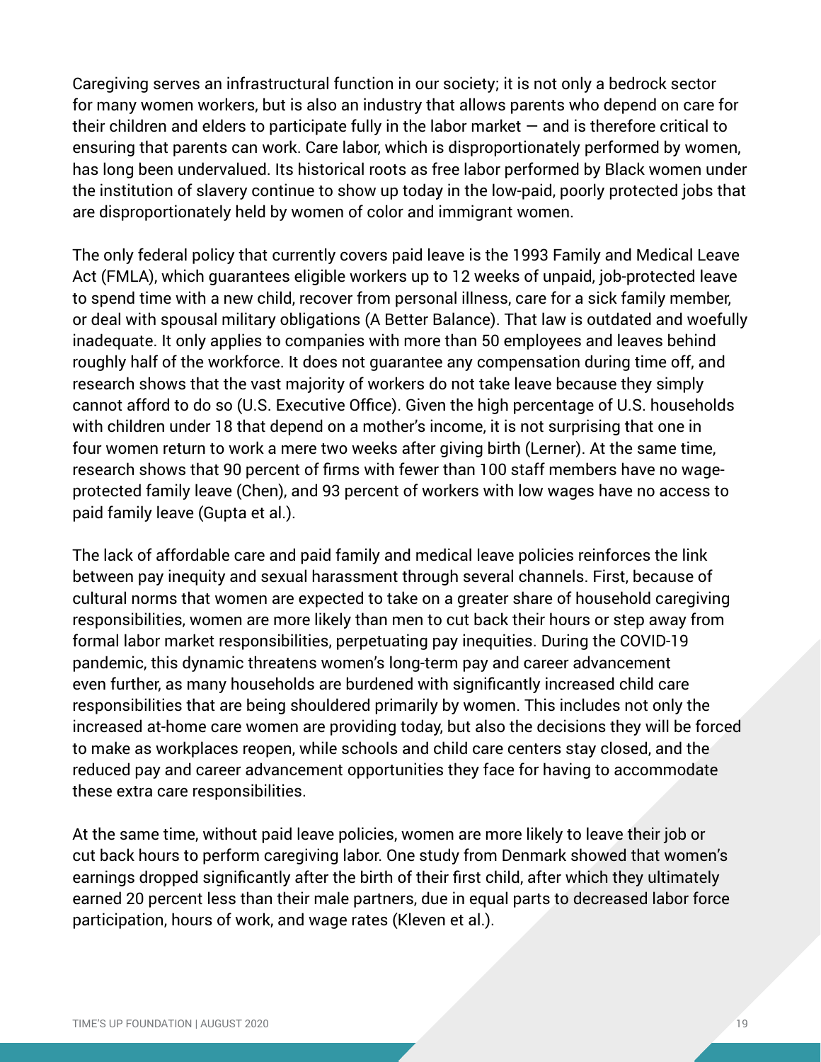Caregiving serves an infrastructural function in our society; it is not only a bedrock sector for many women workers, but is also an industry that allows parents who depend on care for their children and elders to participate fully in the labor market — and is therefore critical to ensuring that parents can work. Care labor, which is disproportionately performed by women, has long been undervalued. Its historical roots as free labor performed by Black women under the institution of slavery continue to show up today in the low-paid, poorly protected jobs that are disproportionately held by women of color and immigrant women.

The only federal policy that currently covers paid leave is the 1993 Family and Medical Leave Act (FMLA), which guarantees eligible workers up to 12 weeks of unpaid, job-protected leave to spend time with a new child, recover from personal illness, care for a sick family member, or deal with spousal military obligations (A Better Balance). That law is outdated and woefully inadequate. It only applies to companies with more than 50 employees and leaves behind roughly half of the workforce. It does not guarantee any compensation during time off, and research shows that the vast majority of workers do not take leave because they simply cannot afford to do so (U.S. Executive Office). Given the high percentage of U.S. households with children under 18 that depend on a mother's income, it is not surprising that one in four women return to work a mere two weeks after giving birth (Lerner). At the same time, research shows that 90 percent of firms with fewer than 100 staff members have no wage-protected family leave (Chen), and 93 percent of workers with low wages have no access to paid family leave (Gupta et al.).

The lack of affordable care and paid family and medical leave policies reinforces the link between pay inequity and sexual harassment through several channels. First, because of cultural norms that women are expected to take on a greater share of household caregiving responsibilities, women are more likely than men to cut back their hours or step away from formal labor market responsibilities, perpetuating pay inequities. During the COVID-19 pandemic, this dynamic threatens women's long-term pay and career advancement even further, as many households are burdened with significantly increased child care responsibilities that are being shouldered primarily by women. This includes not only the increased at-home care women are providing today, but also the decisions they will be forced to make as workplaces reopen, while schools and child care centers stay closed, and the reduced pay and career advancement opportunities they face for having to accommodate these extra care responsibilities.

At the same time, without paid leave policies, women are more likely to leave their job or cut back hours to perform caregiving labor. One study from Denmark showed that women's earnings dropped significantly after the birth of their first child, after which they ultimately earned 20 percent less than their male partners, due in equal parts to decreased labor force participation, hours of work, and wage rates (Kleven et al.).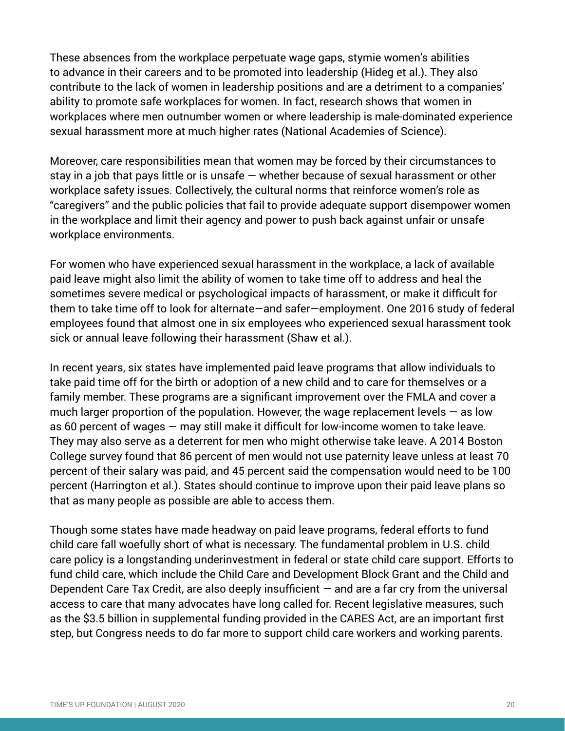These absences from the workplace perpetuate wage gaps, stymie women's abilities to advance in their careers and to be promoted into leadership (Hideg et al.). They also contribute to the lack of women in leadership positions and are a detriment to a companies' ability to promote safe workplaces for women. In fact, research shows that women in workplaces where men outnumber women or where leadership is male-dominated experience sexual harassment more at much higher rates (National Academies of Science).

Moreover, care responsibilities mean that women may be forced by their circumstances to stay in a job that pays little or is unsafe — whether because of sexual harassment or other workplace safety issues. Collectively, the cultural norms that reinforce women's role as "caregivers" and the public policies that fail to provide adequate support disempower women in the workplace and limit their agency and power to push back against unfair or unsafe workplace environments.

For women who have experienced sexual harassment in the workplace, a lack of available paid leave might also limit the ability of women to take time off to address and heal the sometimes severe medical or psychological impacts of harassment, or make it difficult for them to take time off to look for alternate—and safer—employment. One 2016 study of federal employees found that almost one in six employees who experienced sexual harassment took sick or annual leave following their harassment (Shaw et al.).

In recent years, six states have implemented paid leave programs that allow individuals to take paid time off for the birth or adoption of a new child and to care for themselves or a family member. These programs are a significant improvement over the FMLA and cover a much larger proportion of the population. However, the wage replacement levels — as low as 60 percent of wages — may still make it difficult for low-income women to take leave. They may also serve as a deterrent for men who might otherwise take leave. A 2014 Boston College survey found that 86 percent of men would not use paternity leave unless at least 70 percent of their salary was paid, and 45 percent said the compensation would need to be 100 percent (Harrington et al.). States should continue to improve upon their paid leave plans so that as many people as possible are able to access them.

Though some states have made headway on paid leave programs, federal efforts to fund child care fall woefully short of what is necessary. The fundamental problem in U.S. child care policy is a longstanding underinvestment in federal or state child care support. Efforts to fund child care, which include the Child Care and Development Block Grant and the Child and Dependent Care Tax Credit, are also deeply insufficient — and are a far cry from the universal access to care that many advocates have long called for. Recent legislative measures, such as the $3.5 billion in supplemental funding provided in the CARES Act, are an important first step, but Congress needs to do far more to support child care workers and working parents.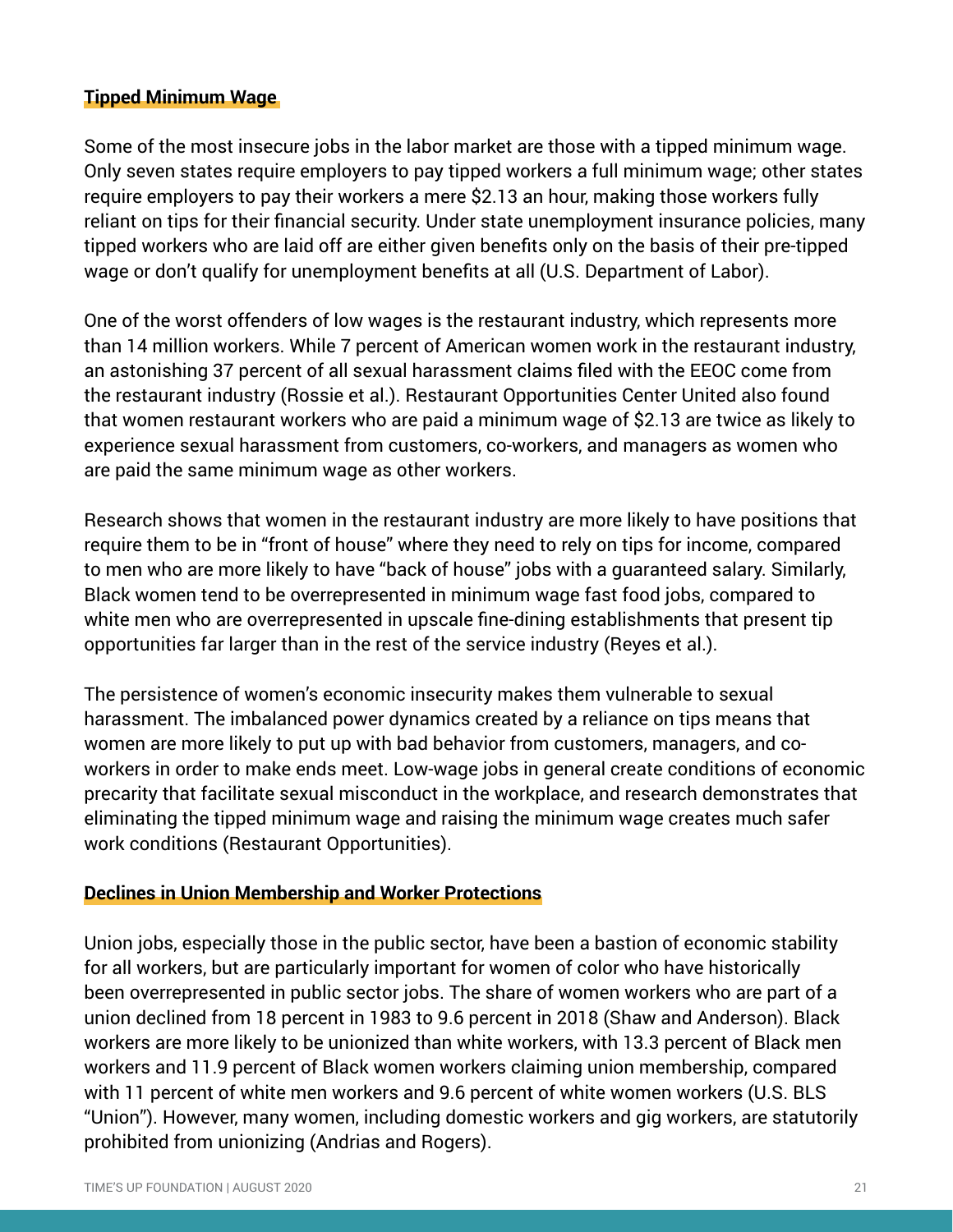### Tipped Minimum Wage

Some of the most insecure jobs in the labor market are those with a tipped minimum wage. Only seven states require employers to pay tipped workers a full minimum wage; other states require employers to pay their workers a mere $2.13 an hour, making those workers fully reliant on tips for their financial security. Under state unemployment insurance policies, many tipped workers who are laid off are either given benefits only on the basis of their pre-tipped wage or don't qualify for unemployment benefits at all (U.S. Department of Labor).

One of the worst offenders of low wages is the restaurant industry, which represents more than 14 million workers. While 7 percent of American women work in the restaurant industry, an astonishing 37 percent of all sexual harassment claims filed with the EEOC come from the restaurant industry (Rossie et al.). Restaurant Opportunities Center United also found that women restaurant workers who are paid a minimum wage of $2.13 are twice as likely to experience sexual harassment from customers, co-workers, and managers as women who are paid the same minimum wage as other workers.

Research shows that women in the restaurant industry are more likely to have positions that require them to be in "front of house" where they need to rely on tips for income, compared to men who are more likely to have "back of house" jobs with a guaranteed salary. Similarly, Black women tend to be overrepresented in minimum wage fast food jobs, compared to white men who are overrepresented in upscale fine-dining establishments that present tip opportunities far larger than in the rest of the service industry (Reyes et al.).

The persistence of women's economic insecurity makes them vulnerable to sexual harassment. The imbalanced power dynamics created by a reliance on tips means that women are more likely to put up with bad behavior from customers, managers, and co-workers in order to make ends meet. Low-wage jobs in general create conditions of economic precarity that facilitate sexual misconduct in the workplace, and research demonstrates that eliminating the tipped minimum wage and raising the minimum wage creates much safer work conditions (Restaurant Opportunities).

### Declines in Union Membership and Worker Protections

Union jobs, especially those in the public sector, have been a bastion of economic stability for all workers, but are particularly important for women of color who have historically been overrepresented in public sector jobs. The share of women workers who are part of a union declined from 18 percent in 1983 to 9.6 percent in 2018 (Shaw and Anderson). Black workers are more likely to be unionized than white workers, with 13.3 percent of Black men workers and 11.9 percent of Black women workers claiming union membership, compared with 11 percent of white men workers and 9.6 percent of white women workers (U.S. BLS "Union"). However, many women, including domestic workers and gig workers, are statutorily prohibited from unionizing (Andrias and Rogers).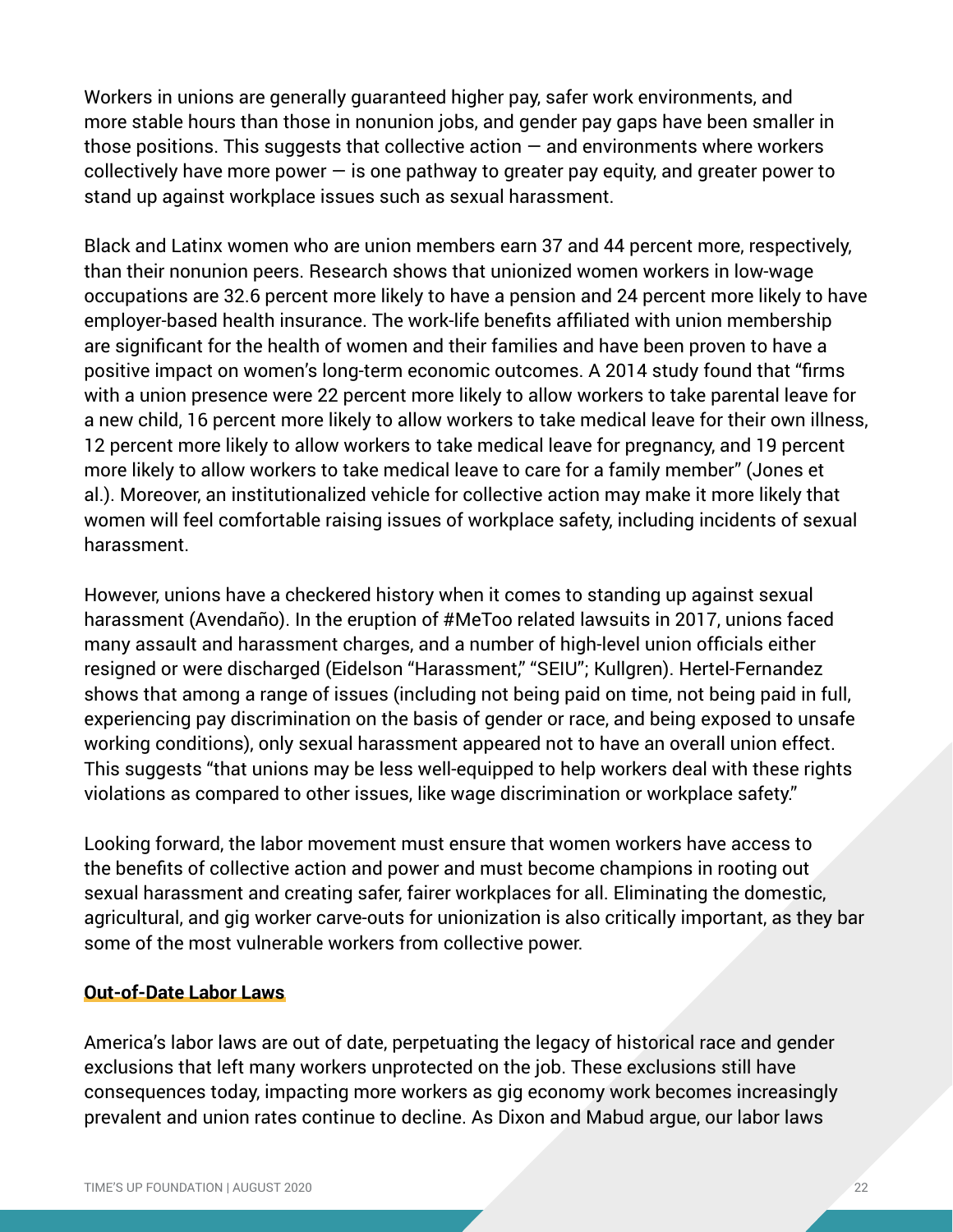Workers in unions are generally guaranteed higher pay, safer work environments, and more stable hours than those in nonunion jobs, and gender pay gaps have been smaller in those positions. This suggests that collective action — and environments where workers collectively have more power — is one pathway to greater pay equity, and greater power to stand up against workplace issues such as sexual harassment.

Black and Latinx women who are union members earn 37 and 44 percent more, respectively, than their nonunion peers. Research shows that unionized women workers in low-wage occupations are 32.6 percent more likely to have a pension and 24 percent more likely to have employer-based health insurance. The work-life benefits affiliated with union membership are significant for the health of women and their families and have been proven to have a positive impact on women's long-term economic outcomes. A 2014 study found that "firms with a union presence were 22 percent more likely to allow workers to take parental leave for a new child, 16 percent more likely to allow workers to take medical leave for their own illness, 12 percent more likely to allow workers to take medical leave for pregnancy, and 19 percent more likely to allow workers to take medical leave to care for a family member" (Jones et al.). Moreover, an institutionalized vehicle for collective action may make it more likely that women will feel comfortable raising issues of workplace safety, including incidents of sexual harassment.

However, unions have a checkered history when it comes to standing up against sexual harassment (Avendaño). In the eruption of #MeToo related lawsuits in 2017, unions faced many assault and harassment charges, and a number of high-level union officials either resigned or were discharged (Eidelson "Harassment," "SEIU"; Kullgren). Hertel-Fernandez shows that among a range of issues (including not being paid on time, not being paid in full, experiencing pay discrimination on the basis of gender or race, and being exposed to unsafe working conditions), only sexual harassment appeared not to have an overall union effect. This suggests "that unions may be less well-equipped to help workers deal with these rights violations as compared to other issues, like wage discrimination or workplace safety."

Looking forward, the labor movement must ensure that women workers have access to the benefits of collective action and power and must become champions in rooting out sexual harassment and creating safer, fairer workplaces for all. Eliminating the domestic, agricultural, and gig worker carve-outs for unionization is also critically important, as they bar some of the most vulnerable workers from collective power.

### Out-of-Date Labor Laws

America's labor laws are out of date, perpetuating the legacy of historical race and gender exclusions that left many workers unprotected on the job. These exclusions still have consequences today, impacting more workers as gig economy work becomes increasingly prevalent and union rates continue to decline. As Dixon and Mabud argue, our labor laws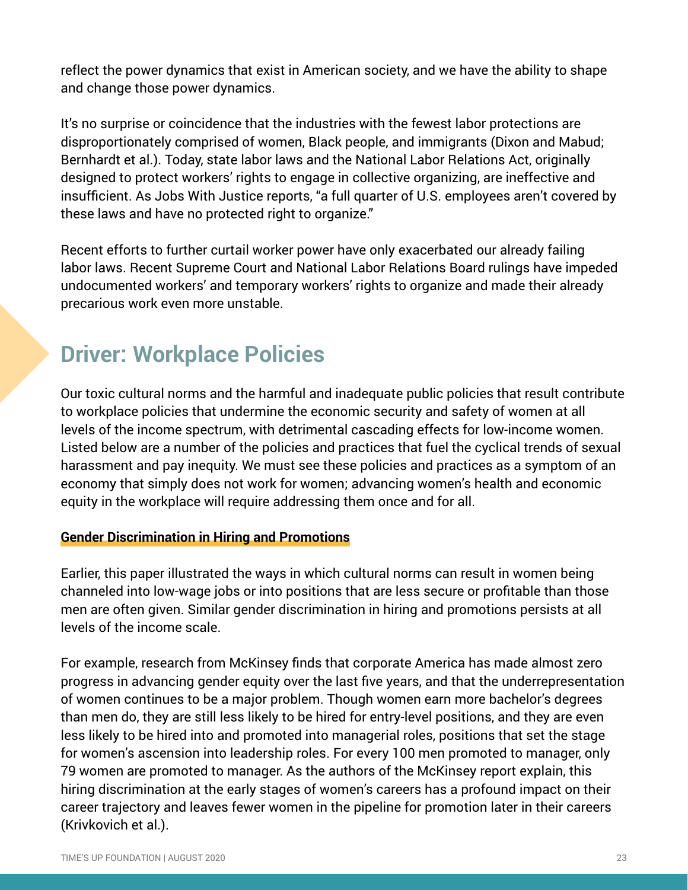reflect the power dynamics that exist in American society, and we have the ability to shape and change those power dynamics.

It's no surprise or coincidence that the industries with the fewest labor protections are disproportionately comprised of women, Black people, and immigrants (Dixon and Mabud; Bernhardt et al.). Today, state labor laws and the National Labor Relations Act, originally designed to protect workers' rights to engage in collective organizing, are ineffective and insufficient. As Jobs With Justice reports, "a full quarter of U.S. employees aren't covered by these laws and have no protected right to organize."

Recent efforts to further curtail worker power have only exacerbated our already failing labor laws. Recent Supreme Court and National Labor Relations Board rulings have impeded undocumented workers' and temporary workers' rights to organize and made their already precarious work even more unstable.

## Driver: Workplace Policies

Our toxic cultural norms and the harmful and inadequate public policies that result contribute to workplace policies that undermine the economic security and safety of women at all levels of the income spectrum, with detrimental cascading effects for low-income women. Listed below are a number of the policies and practices that fuel the cyclical trends of sexual harassment and pay inequity. We must see these policies and practices as a symptom of an economy that simply does not work for women; advancing women's health and economic equity in the workplace will require addressing them once and for all.

### Gender Discrimination in Hiring and Promotions

Earlier, this paper illustrated the ways in which cultural norms can result in women being channeled into low-wage jobs or into positions that are less secure or profitable than those men are often given. Similar gender discrimination in hiring and promotions persists at all levels of the income scale.

For example, research from McKinsey finds that corporate America has made almost zero progress in advancing gender equity over the last five years, and that the underrepresentation of women continues to be a major problem. Though women earn more bachelor's degrees than men do, they are still less likely to be hired for entry-level positions, and they are even less likely to be hired into and promoted into managerial roles, positions that set the stage for women's ascension into leadership roles. For every 100 men promoted to manager, only 79 women are promoted to manager. As the authors of the McKinsey report explain, this hiring discrimination at the early stages of women's careers has a profound impact on their career trajectory and leaves fewer women in the pipeline for promotion later in their careers (Krivkovich et al.).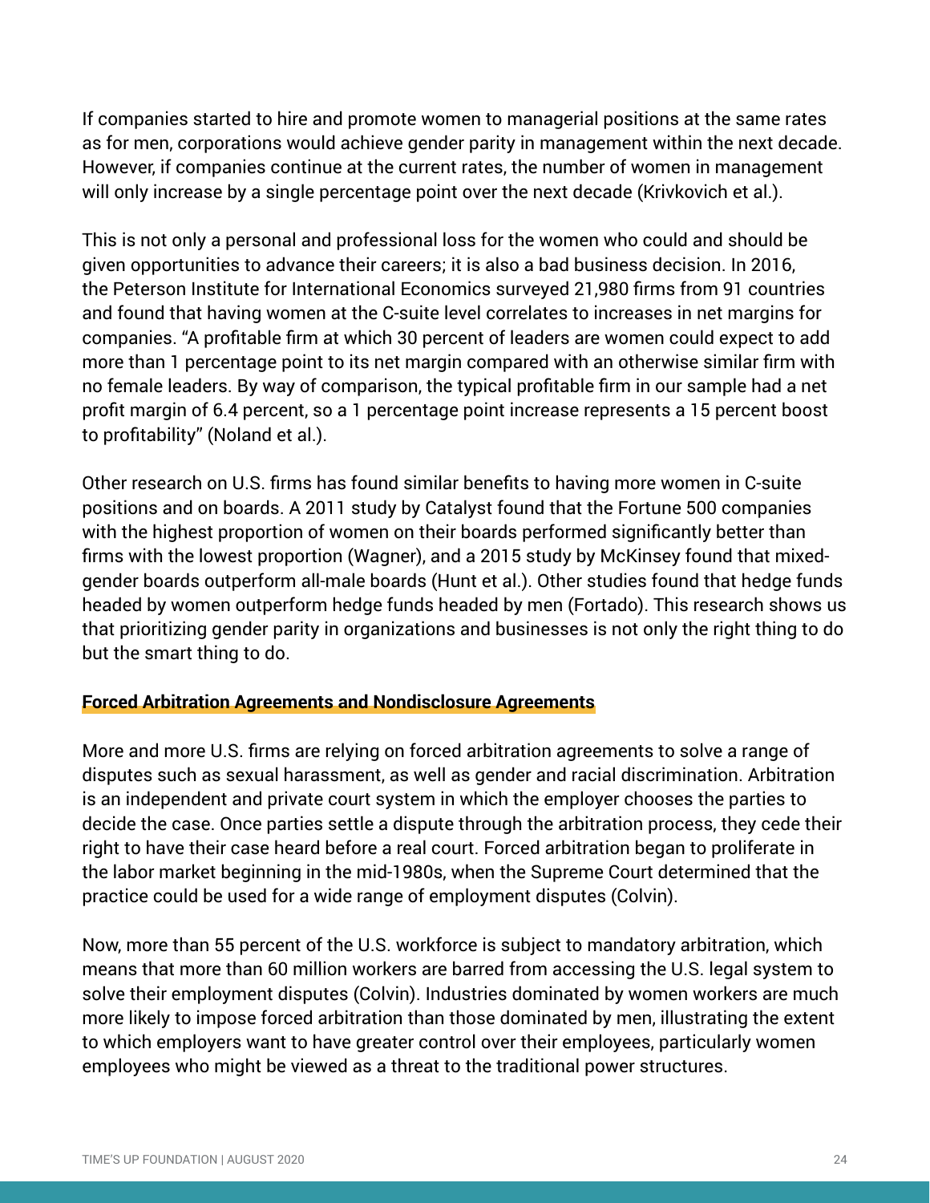If companies started to hire and promote women to managerial positions at the same rates as for men, corporations would achieve gender parity in management within the next decade. However, if companies continue at the current rates, the number of women in management will only increase by a single percentage point over the next decade (Krivkovich et al.).

This is not only a personal and professional loss for the women who could and should be given opportunities to advance their careers; it is also a bad business decision. In 2016, the Peterson Institute for International Economics surveyed 21,980 firms from 91 countries and found that having women at the C-suite level correlates to increases in net margins for companies. "A profitable firm at which 30 percent of leaders are women could expect to add more than 1 percentage point to its net margin compared with an otherwise similar firm with no female leaders. By way of comparison, the typical profitable firm in our sample had a net profit margin of 6.4 percent, so a 1 percentage point increase represents a 15 percent boost to profitability" (Noland et al.).

Other research on U.S. firms has found similar benefits to having more women in C-suite positions and on boards. A 2011 study by Catalyst found that the Fortune 500 companies with the highest proportion of women on their boards performed significantly better than firms with the lowest proportion (Wagner), and a 2015 study by McKinsey found that mixed-gender boards outperform all-male boards (Hunt et al.). Other studies found that hedge funds headed by women outperform hedge funds headed by men (Fortado). This research shows us that prioritizing gender parity in organizations and businesses is not only the right thing to do but the smart thing to do.

### Forced Arbitration Agreements and Nondisclosure Agreements

More and more U.S. firms are relying on forced arbitration agreements to solve a range of disputes such as sexual harassment, as well as gender and racial discrimination. Arbitration is an independent and private court system in which the employer chooses the parties to decide the case. Once parties settle a dispute through the arbitration process, they cede their right to have their case heard before a real court. Forced arbitration began to proliferate in the labor market beginning in the mid-1980s, when the Supreme Court determined that the practice could be used for a wide range of employment disputes (Colvin).

Now, more than 55 percent of the U.S. workforce is subject to mandatory arbitration, which means that more than 60 million workers are barred from accessing the U.S. legal system to solve their employment disputes (Colvin). Industries dominated by women workers are much more likely to impose forced arbitration than those dominated by men, illustrating the extent to which employers want to have greater control over their employees, particularly women employees who might be viewed as a threat to the traditional power structures.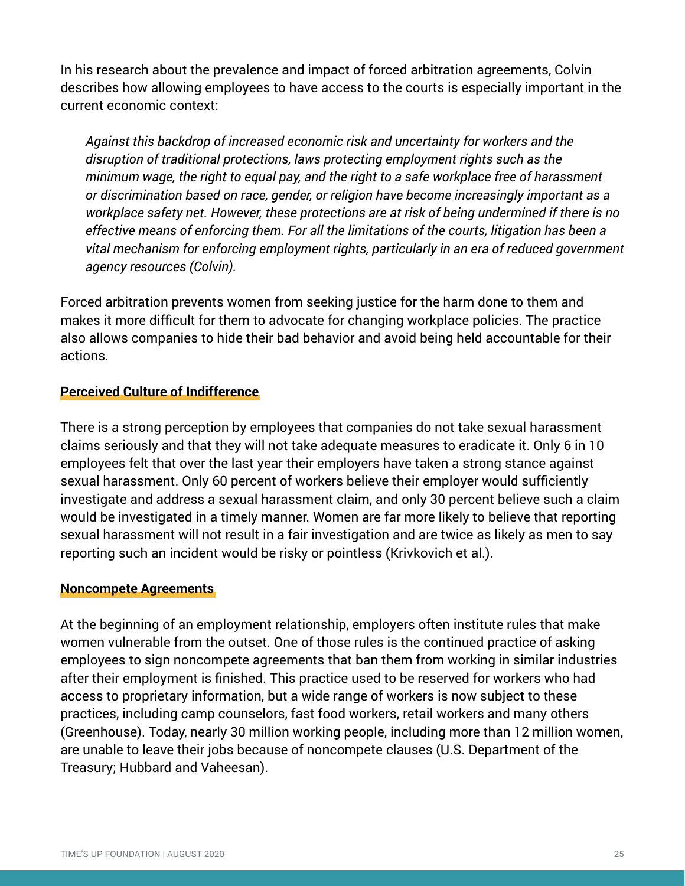In his research about the prevalence and impact of forced arbitration agreements, Colvin describes how allowing employees to have access to the courts is especially important in the current economic context:

> *Against this backdrop of increased economic risk and uncertainty for workers and the disruption of traditional protections, laws protecting employment rights such as the minimum wage, the right to equal pay, and the right to a safe workplace free of harassment or discrimination based on race, gender, or religion have become increasingly important as a workplace safety net. However, these protections are at risk of being undermined if there is no effective means of enforcing them. For all the limitations of the courts, litigation has been a vital mechanism for enforcing employment rights, particularly in an era of reduced government agency resources (Colvin).*

Forced arbitration prevents women from seeking justice for the harm done to them and makes it more difficult for them to advocate for changing workplace policies. The practice also allows companies to hide their bad behavior and avoid being held accountable for their actions.

### Perceived Culture of Indifference

There is a strong perception by employees that companies do not take sexual harassment claims seriously and that they will not take adequate measures to eradicate it. Only 6 in 10 employees felt that over the last year their employers have taken a strong stance against sexual harassment. Only 60 percent of workers believe their employer would sufficiently investigate and address a sexual harassment claim, and only 30 percent believe such a claim would be investigated in a timely manner. Women are far more likely to believe that reporting sexual harassment will not result in a fair investigation and are twice as likely as men to say reporting such an incident would be risky or pointless (Krivkovich et al.).

### Noncompete Agreements

At the beginning of an employment relationship, employers often institute rules that make women vulnerable from the outset. One of those rules is the continued practice of asking employees to sign noncompete agreements that ban them from working in similar industries after their employment is finished. This practice used to be reserved for workers who had access to proprietary information, but a wide range of workers is now subject to these practices, including camp counselors, fast food workers, retail workers and many others (Greenhouse). Today, nearly 30 million working people, including more than 12 million women, are unable to leave their jobs because of noncompete clauses (U.S. Department of the Treasury; Hubbard and Vaheesan).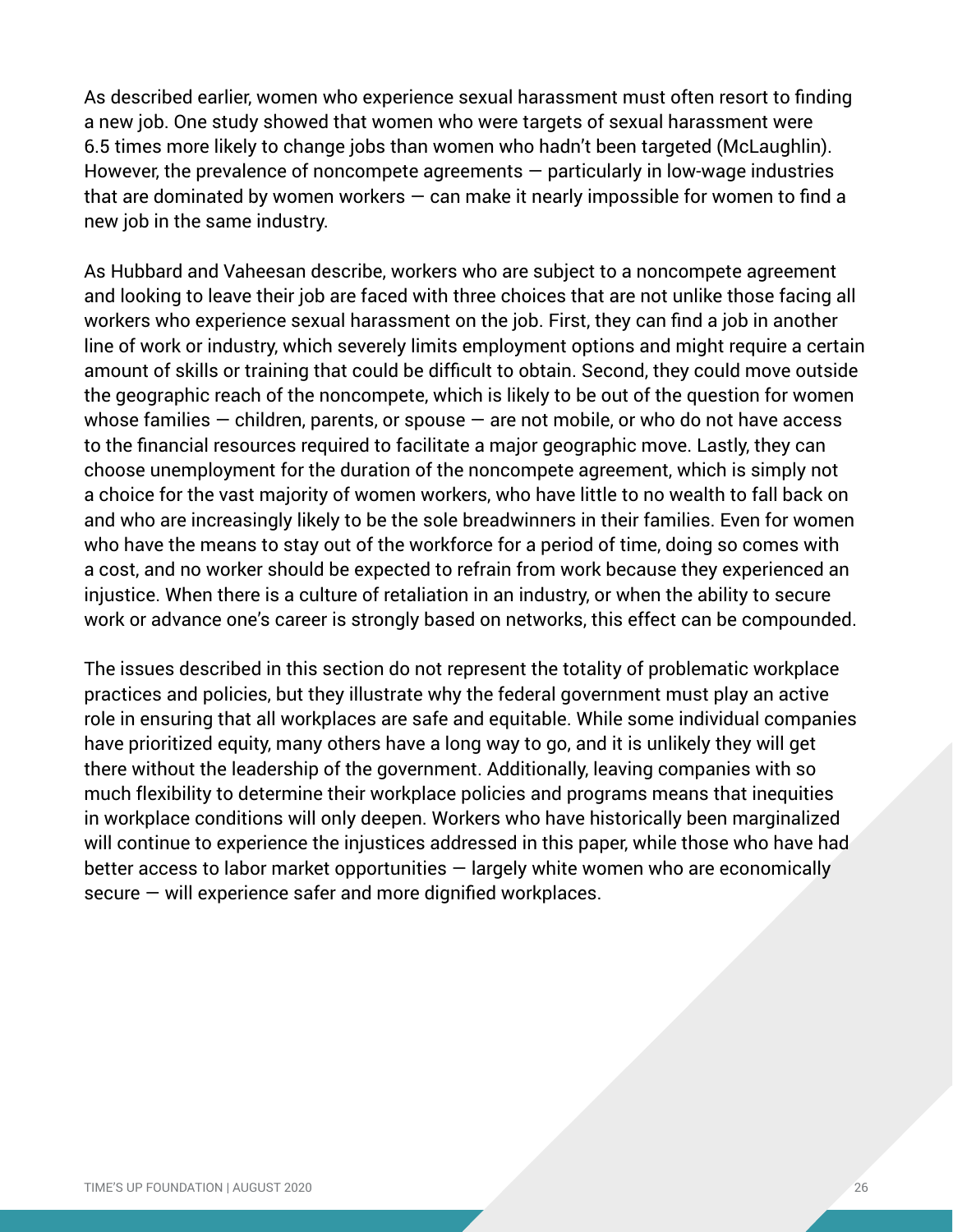As described earlier, women who experience sexual harassment must often resort to finding a new job. One study showed that women who were targets of sexual harassment were 6.5 times more likely to change jobs than women who hadn't been targeted (McLaughlin). However, the prevalence of noncompete agreements — particularly in low-wage industries that are dominated by women workers — can make it nearly impossible for women to find a new job in the same industry.

As Hubbard and Vaheesan describe, workers who are subject to a noncompete agreement and looking to leave their job are faced with three choices that are not unlike those facing all workers who experience sexual harassment on the job. First, they can find a job in another line of work or industry, which severely limits employment options and might require a certain amount of skills or training that could be difficult to obtain. Second, they could move outside the geographic reach of the noncompete, which is likely to be out of the question for women whose families — children, parents, or spouse — are not mobile, or who do not have access to the financial resources required to facilitate a major geographic move. Lastly, they can choose unemployment for the duration of the noncompete agreement, which is simply not a choice for the vast majority of women workers, who have little to no wealth to fall back on and who are increasingly likely to be the sole breadwinners in their families. Even for women who have the means to stay out of the workforce for a period of time, doing so comes with a cost, and no worker should be expected to refrain from work because they experienced an injustice. When there is a culture of retaliation in an industry, or when the ability to secure work or advance one's career is strongly based on networks, this effect can be compounded.

The issues described in this section do not represent the totality of problematic workplace practices and policies, but they illustrate why the federal government must play an active role in ensuring that all workplaces are safe and equitable. While some individual companies have prioritized equity, many others have a long way to go, and it is unlikely they will get there without the leadership of the government. Additionally, leaving companies with so much flexibility to determine their workplace policies and programs means that inequities in workplace conditions will only deepen. Workers who have historically been marginalized will continue to experience the injustices addressed in this paper, while those who have had better access to labor market opportunities — largely white women who are economically secure — will experience safer and more dignified workplaces.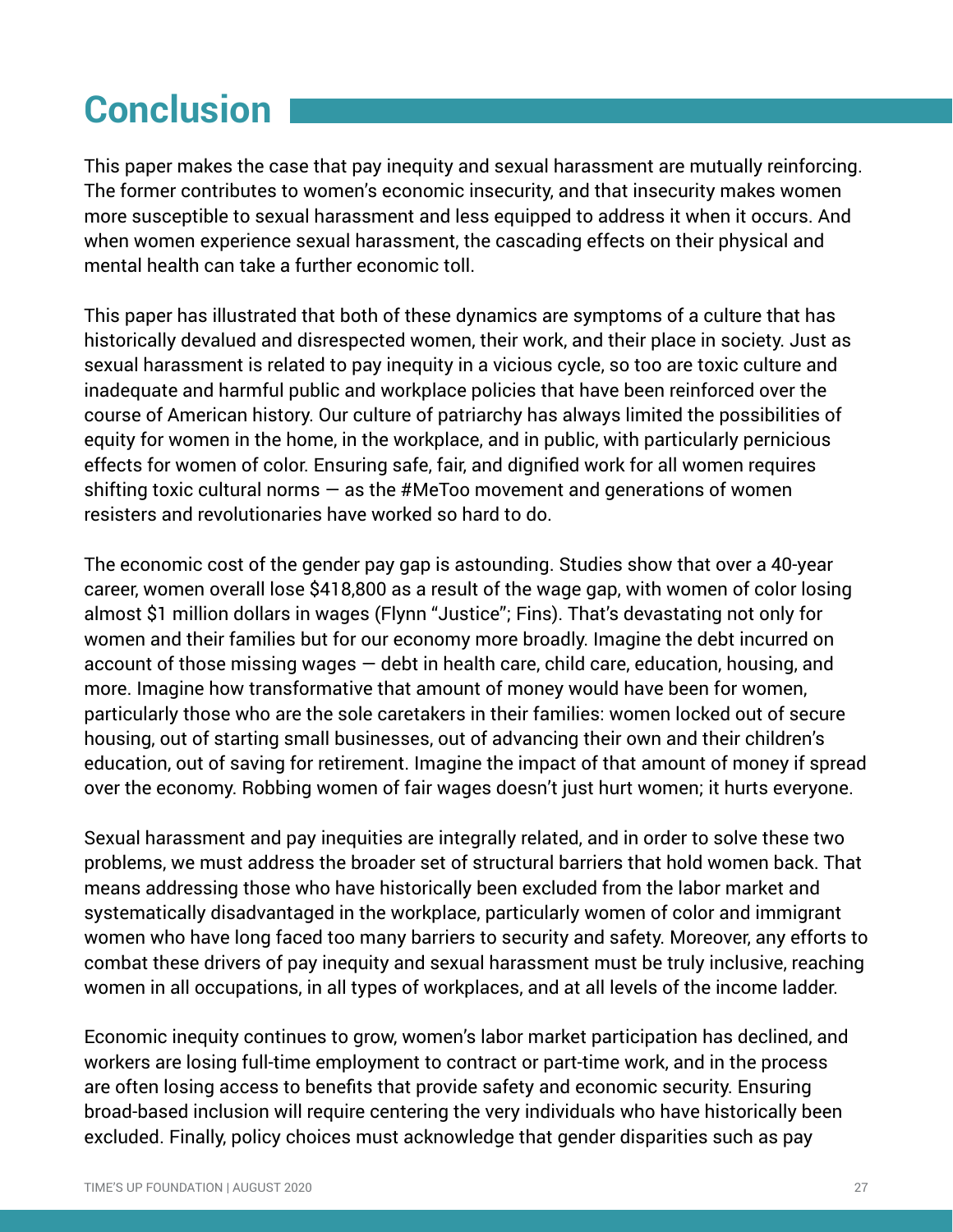# Conclusion

This paper makes the case that pay inequity and sexual harassment are mutually reinforcing. The former contributes to women's economic insecurity, and that insecurity makes women more susceptible to sexual harassment and less equipped to address it when it occurs. And when women experience sexual harassment, the cascading effects on their physical and mental health can take a further economic toll.

This paper has illustrated that both of these dynamics are symptoms of a culture that has historically devalued and disrespected women, their work, and their place in society. Just as sexual harassment is related to pay inequity in a vicious cycle, so too are toxic culture and inadequate and harmful public and workplace policies that have been reinforced over the course of American history. Our culture of patriarchy has always limited the possibilities of equity for women in the home, in the workplace, and in public, with particularly pernicious effects for women of color. Ensuring safe, fair, and dignified work for all women requires shifting toxic cultural norms — as the #MeToo movement and generations of women resisters and revolutionaries have worked so hard to do.

The economic cost of the gender pay gap is astounding. Studies show that over a 40-year career, women overall lose $418,800 as a result of the wage gap, with women of color losing almost $1 million dollars in wages (Flynn "Justice"; Fins). That's devastating not only for women and their families but for our economy more broadly. Imagine the debt incurred on account of those missing wages — debt in health care, child care, education, housing, and more. Imagine how transformative that amount of money would have been for women, particularly those who are the sole caretakers in their families: women locked out of secure housing, out of starting small businesses, out of advancing their own and their children's education, out of saving for retirement. Imagine the impact of that amount of money if spread over the economy. Robbing women of fair wages doesn't just hurt women; it hurts everyone.

Sexual harassment and pay inequities are integrally related, and in order to solve these two problems, we must address the broader set of structural barriers that hold women back. That means addressing those who have historically been excluded from the labor market and systematically disadvantaged in the workplace, particularly women of color and immigrant women who have long faced too many barriers to security and safety. Moreover, any efforts to combat these drivers of pay inequity and sexual harassment must be truly inclusive, reaching women in all occupations, in all types of workplaces, and at all levels of the income ladder.

Economic inequity continues to grow, women's labor market participation has declined, and workers are losing full-time employment to contract or part-time work, and in the process are often losing access to benefits that provide safety and economic security. Ensuring broad-based inclusion will require centering the very individuals who have historically been excluded. Finally, policy choices must acknowledge that gender disparities such as pay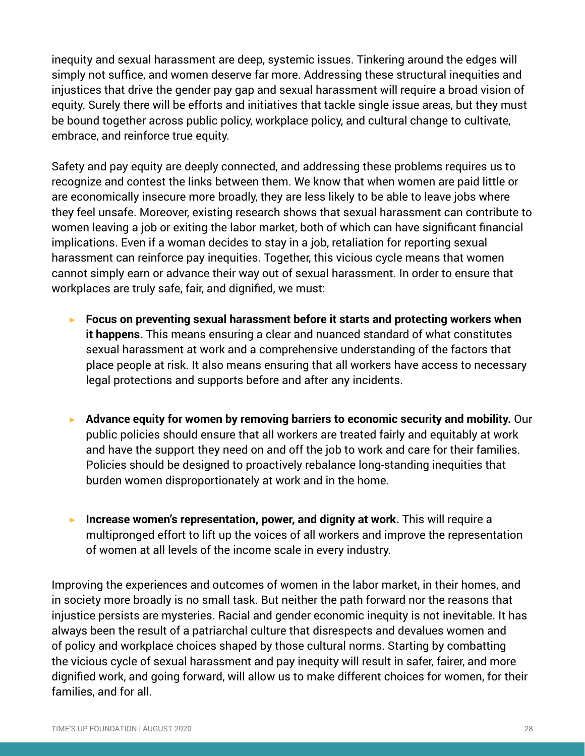inequity and sexual harassment are deep, systemic issues. Tinkering around the edges will simply not suffice, and women deserve far more. Addressing these structural inequities and injustices that drive the gender pay gap and sexual harassment will require a broad vision of equity. Surely there will be efforts and initiatives that tackle single issue areas, but they must be bound together across public policy, workplace policy, and cultural change to cultivate, embrace, and reinforce true equity.

Safety and pay equity are deeply connected, and addressing these problems requires us to recognize and contest the links between them. We know that when women are paid little or are economically insecure more broadly, they are less likely to be able to leave jobs where they feel unsafe. Moreover, existing research shows that sexual harassment can contribute to women leaving a job or exiting the labor market, both of which can have significant financial implications. Even if a woman decides to stay in a job, retaliation for reporting sexual harassment can reinforce pay inequities. Together, this vicious cycle means that women cannot simply earn or advance their way out of sexual harassment. In order to ensure that workplaces are truly safe, fair, and dignified, we must:

- **Focus on preventing sexual harassment before it starts and protecting workers when it happens.** This means ensuring a clear and nuanced standard of what constitutes sexual harassment at work and a comprehensive understanding of the factors that place people at risk. It also means ensuring that all workers have access to necessary legal protections and supports before and after any incidents.

- **Advance equity for women by removing barriers to economic security and mobility.** Our public policies should ensure that all workers are treated fairly and equitably at work and have the support they need on and off the job to work and care for their families. Policies should be designed to proactively rebalance long-standing inequities that burden women disproportionately at work and in the home.

- **Increase women's representation, power, and dignity at work.** This will require a multipronged effort to lift up the voices of all workers and improve the representation of women at all levels of the income scale in every industry.

Improving the experiences and outcomes of women in the labor market, in their homes, and in society more broadly is no small task. But neither the path forward nor the reasons that injustice persists are mysteries. Racial and gender economic inequity is not inevitable. It has always been the result of a patriarchal culture that disrespects and devalues women and of policy and workplace choices shaped by those cultural norms. Starting by combatting the vicious cycle of sexual harassment and pay inequity will result in safer, fairer, and more dignified work, and going forward, will allow us to make different choices for women, for their families, and for all.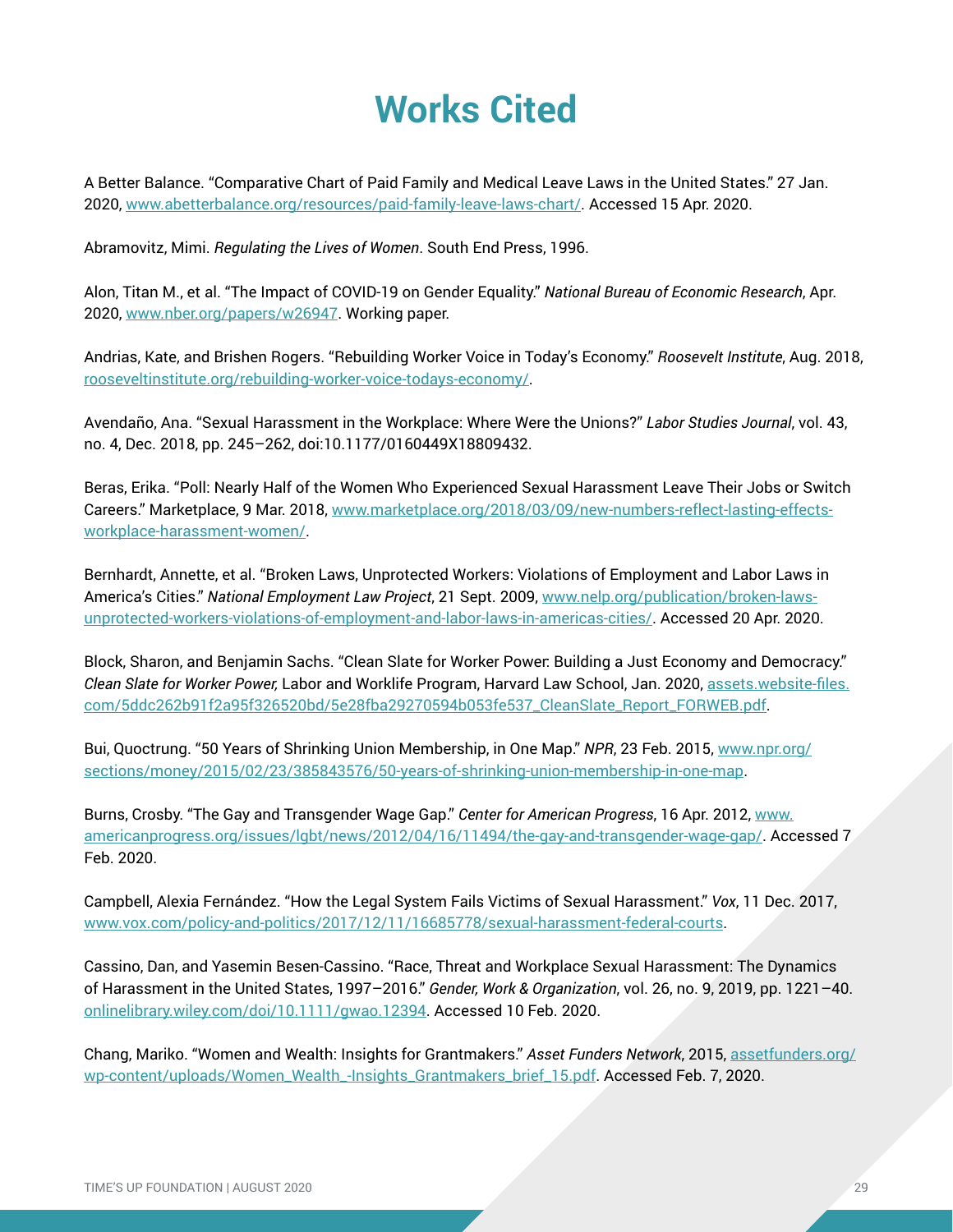# Works Cited

A Better Balance. "Comparative Chart of Paid Family and Medical Leave Laws in the United States." 27 Jan. 2020, www.abetterbalance.org/resources/paid-family-leave-laws-chart/. Accessed 15 Apr. 2020.

Abramovitz, Mimi. *Regulating the Lives of Women*. South End Press, 1996.

Alon, Titan M., et al. "The Impact of COVID-19 on Gender Equality." *National Bureau of Economic Research*, Apr. 2020, www.nber.org/papers/w26947. Working paper.

Andrias, Kate, and Brishen Rogers. "Rebuilding Worker Voice in Today's Economy." *Roosevelt Institute*, Aug. 2018, rooseveltinstitute.org/rebuilding-worker-voice-todays-economy/.

Avendaño, Ana. "Sexual Harassment in the Workplace: Where Were the Unions?" *Labor Studies Journal*, vol. 43, no. 4, Dec. 2018, pp. 245–262, doi:10.1177/0160449X18809432.

Beras, Erika. "Poll: Nearly Half of the Women Who Experienced Sexual Harassment Leave Their Jobs or Switch Careers." Marketplace, 9 Mar. 2018, www.marketplace.org/2018/03/09/new-numbers-reflect-lasting-effects-workplace-harassment-women/.

Bernhardt, Annette, et al. "Broken Laws, Unprotected Workers: Violations of Employment and Labor Laws in America's Cities." *National Employment Law Project*, 21 Sept. 2009, www.nelp.org/publication/broken-laws-unprotected-workers-violations-of-employment-and-labor-laws-in-americas-cities/. Accessed 20 Apr. 2020.

Block, Sharon, and Benjamin Sachs. "Clean Slate for Worker Power: Building a Just Economy and Democracy." *Clean Slate for Worker Power,* Labor and Worklife Program, Harvard Law School, Jan. 2020, assets.website-files.com/5ddc262b91f2a95f326520bd/5e28fba29270594b053fe537_CleanSlate_Report_FORWEB.pdf.

Bui, Quoctrung. "50 Years of Shrinking Union Membership, in One Map." *NPR*, 23 Feb. 2015, www.npr.org/sections/money/2015/02/23/385843576/50-years-of-shrinking-union-membership-in-one-map.

Burns, Crosby. "The Gay and Transgender Wage Gap." *Center for American Progress*, 16 Apr. 2012, www.americanprogress.org/issues/lgbt/news/2012/04/16/11494/the-gay-and-transgender-wage-gap/. Accessed 7 Feb. 2020.

Campbell, Alexia Fernández. "How the Legal System Fails Victims of Sexual Harassment." *Vox*, 11 Dec. 2017, www.vox.com/policy-and-politics/2017/12/11/16685778/sexual-harassment-federal-courts.

Cassino, Dan, and Yasemin Besen-Cassino. "Race, Threat and Workplace Sexual Harassment: The Dynamics of Harassment in the United States, 1997–2016." *Gender, Work & Organization*, vol. 26, no. 9, 2019, pp. 1221–40. onlinelibrary.wiley.com/doi/10.1111/gwao.12394. Accessed 10 Feb. 2020.

Chang, Mariko. "Women and Wealth: Insights for Grantmakers." *Asset Funders Network*, 2015, assetfunders.org/wp-content/uploads/Women_Wealth_-Insights_Grantmakers_brief_15.pdf. Accessed Feb. 7, 2020.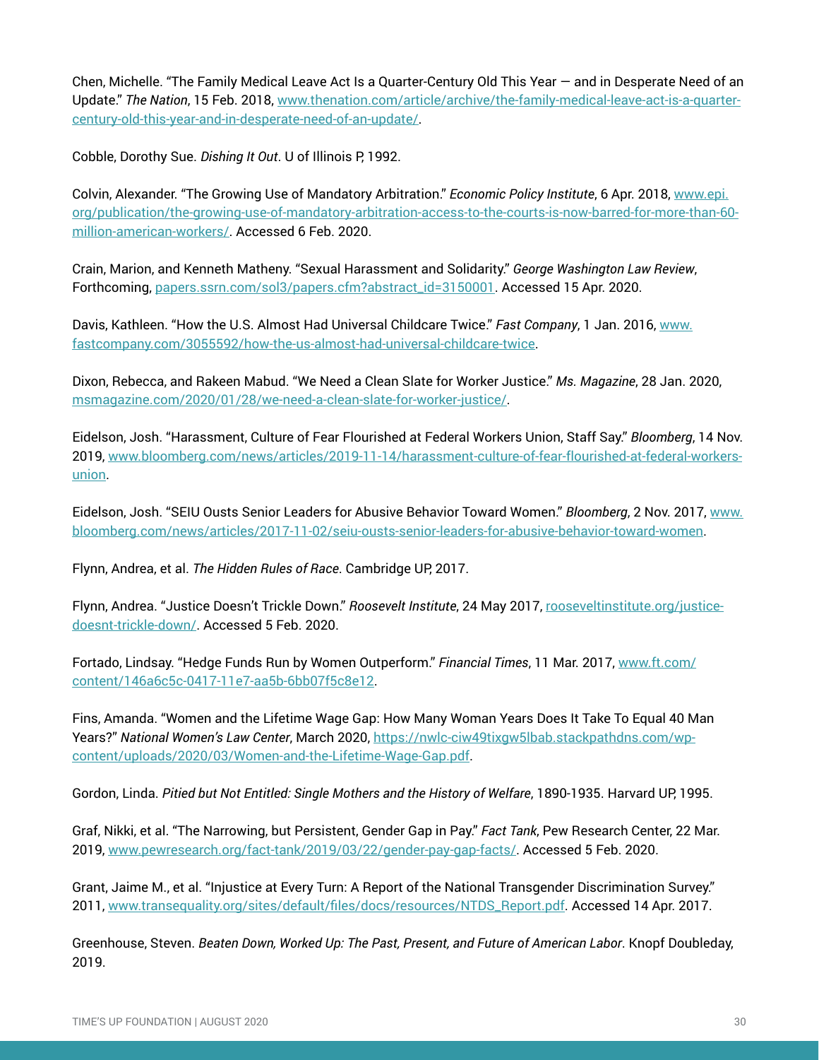Chen, Michelle. "The Family Medical Leave Act Is a Quarter-Century Old This Year — and in Desperate Need of an Update." *The Nation*, 15 Feb. 2018, www.thenation.com/article/archive/the-family-medical-leave-act-is-a-quarter-century-old-this-year-and-in-desperate-need-of-an-update/.

Cobble, Dorothy Sue. *Dishing It Out*. U of Illinois P, 1992.

Colvin, Alexander. "The Growing Use of Mandatory Arbitration." *Economic Policy Institute*, 6 Apr. 2018, www.epi.org/publication/the-growing-use-of-mandatory-arbitration-access-to-the-courts-is-now-barred-for-more-than-60-million-american-workers/. Accessed 6 Feb. 2020.

Crain, Marion, and Kenneth Matheny. "Sexual Harassment and Solidarity." *George Washington Law Review*, Forthcoming, papers.ssrn.com/sol3/papers.cfm?abstract_id=3150001. Accessed 15 Apr. 2020.

Davis, Kathleen. "How the U.S. Almost Had Universal Childcare Twice." *Fast Company*, 1 Jan. 2016, www.fastcompany.com/3055592/how-the-us-almost-had-universal-childcare-twice.

Dixon, Rebecca, and Rakeen Mabud. "We Need a Clean Slate for Worker Justice." *Ms. Magazine*, 28 Jan. 2020, msmagazine.com/2020/01/28/we-need-a-clean-slate-for-worker-justice/.

Eidelson, Josh. "Harassment, Culture of Fear Flourished at Federal Workers Union, Staff Say." *Bloomberg*, 14 Nov. 2019, www.bloomberg.com/news/articles/2019-11-14/harassment-culture-of-fear-flourished-at-federal-workers-union.

Eidelson, Josh. "SEIU Ousts Senior Leaders for Abusive Behavior Toward Women." *Bloomberg*, 2 Nov. 2017, www.bloomberg.com/news/articles/2017-11-02/seiu-ousts-senior-leaders-for-abusive-behavior-toward-women.

Flynn, Andrea, et al. *The Hidden Rules of Race*. Cambridge UP, 2017.

Flynn, Andrea. "Justice Doesn't Trickle Down." *Roosevelt Institute*, 24 May 2017, rooseveltinstitute.org/justice-doesnt-trickle-down/. Accessed 5 Feb. 2020.

Fortado, Lindsay. "Hedge Funds Run by Women Outperform." *Financial Times*, 11 Mar. 2017, www.ft.com/content/146a6c5c-0417-11e7-aa5b-6bb07f5c8e12.

Fins, Amanda. "Women and the Lifetime Wage Gap: How Many Woman Years Does It Take To Equal 40 Man Years?" *National Women's Law Center*, March 2020, https://nwlc-ciw49tixgw5lbab.stackpathdns.com/wp-content/uploads/2020/03/Women-and-the-Lifetime-Wage-Gap.pdf.

Gordon, Linda. *Pitied but Not Entitled: Single Mothers and the History of Welfare*, 1890-1935. Harvard UP, 1995.

Graf, Nikki, et al. "The Narrowing, but Persistent, Gender Gap in Pay." *Fact Tank*, Pew Research Center, 22 Mar. 2019, www.pewresearch.org/fact-tank/2019/03/22/gender-pay-gap-facts/. Accessed 5 Feb. 2020.

Grant, Jaime M., et al. "Injustice at Every Turn: A Report of the National Transgender Discrimination Survey." 2011, www.transequality.org/sites/default/files/docs/resources/NTDS_Report.pdf. Accessed 14 Apr. 2017.

Greenhouse, Steven. *Beaten Down, Worked Up: The Past, Present, and Future of American Labor*. Knopf Doubleday, 2019.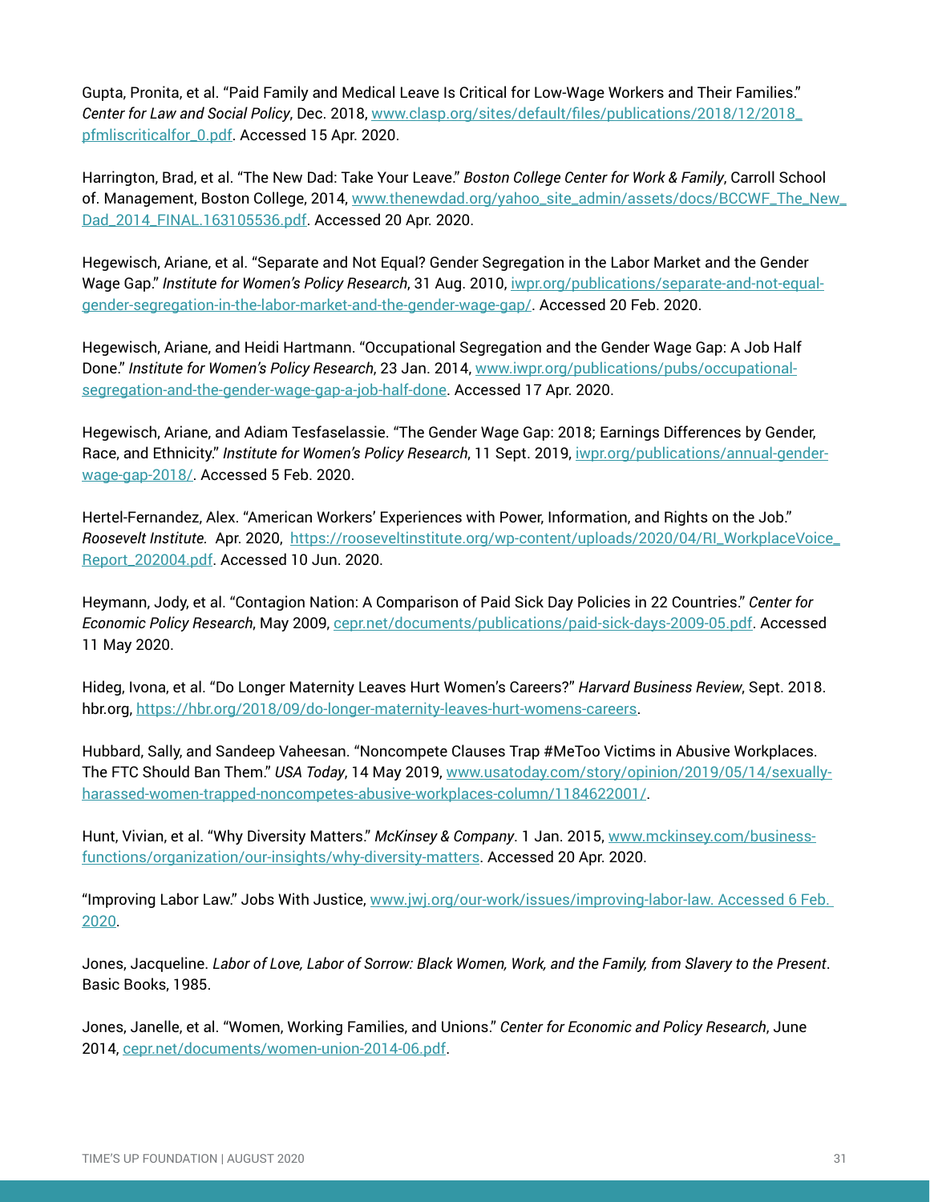Gupta, Pronita, et al. "Paid Family and Medical Leave Is Critical for Low-Wage Workers and Their Families." *Center for Law and Social Policy*, Dec. 2018, www.clasp.org/sites/default/files/publications/2018/12/2018_pfmliscriticalfor_0.pdf. Accessed 15 Apr. 2020.

Harrington, Brad, et al. "The New Dad: Take Your Leave." *Boston College Center for Work & Family*, Carroll School of. Management, Boston College, 2014, www.thenewdad.org/yahoo_site_admin/assets/docs/BCCWF_The_New_Dad_2014_FINAL.163105536.pdf. Accessed 20 Apr. 2020.

Hegewisch, Ariane, et al. "Separate and Not Equal? Gender Segregation in the Labor Market and the Gender Wage Gap." *Institute for Women's Policy Research*, 31 Aug. 2010, iwpr.org/publications/separate-and-not-equal-gender-segregation-in-the-labor-market-and-the-gender-wage-gap/. Accessed 20 Feb. 2020.

Hegewisch, Ariane, and Heidi Hartmann. "Occupational Segregation and the Gender Wage Gap: A Job Half Done." *Institute for Women's Policy Research*, 23 Jan. 2014, www.iwpr.org/publications/pubs/occupational-segregation-and-the-gender-wage-gap-a-job-half-done. Accessed 17 Apr. 2020.

Hegewisch, Ariane, and Adiam Tesfaselassie. "The Gender Wage Gap: 2018; Earnings Differences by Gender, Race, and Ethnicity." *Institute for Women's Policy Research*, 11 Sept. 2019, iwpr.org/publications/annual-gender-wage-gap-2018/. Accessed 5 Feb. 2020.

Hertel-Fernandez, Alex. "American Workers' Experiences with Power, Information, and Rights on the Job." *Roosevelt Institute.* Apr. 2020, https://rooseveltinstitute.org/wp-content/uploads/2020/04/RI_WorkplaceVoice_Report_202004.pdf. Accessed 10 Jun. 2020.

Heymann, Jody, et al. "Contagion Nation: A Comparison of Paid Sick Day Policies in 22 Countries." *Center for Economic Policy Research*, May 2009, cepr.net/documents/publications/paid-sick-days-2009-05.pdf. Accessed 11 May 2020.

Hideg, Ivona, et al. "Do Longer Maternity Leaves Hurt Women's Careers?" *Harvard Business Review*, Sept. 2018. hbr.org, https://hbr.org/2018/09/do-longer-maternity-leaves-hurt-womens-careers.

Hubbard, Sally, and Sandeep Vaheesan. "Noncompete Clauses Trap #MeToo Victims in Abusive Workplaces. The FTC Should Ban Them." *USA Today*, 14 May 2019, www.usatoday.com/story/opinion/2019/05/14/sexually-harassed-women-trapped-noncompetes-abusive-workplaces-column/1184622001/.

Hunt, Vivian, et al. "Why Diversity Matters." *McKinsey & Company*. 1 Jan. 2015, www.mckinsey.com/business-functions/organization/our-insights/why-diversity-matters. Accessed 20 Apr. 2020.

"Improving Labor Law." Jobs With Justice, www.jwj.org/our-work/issues/improving-labor-law. Accessed 6 Feb. 2020.

Jones, Jacqueline. *Labor of Love, Labor of Sorrow: Black Women, Work, and the Family, from Slavery to the Present*. Basic Books, 1985.

Jones, Janelle, et al. "Women, Working Families, and Unions." *Center for Economic and Policy Research*, June 2014, cepr.net/documents/women-union-2014-06.pdf.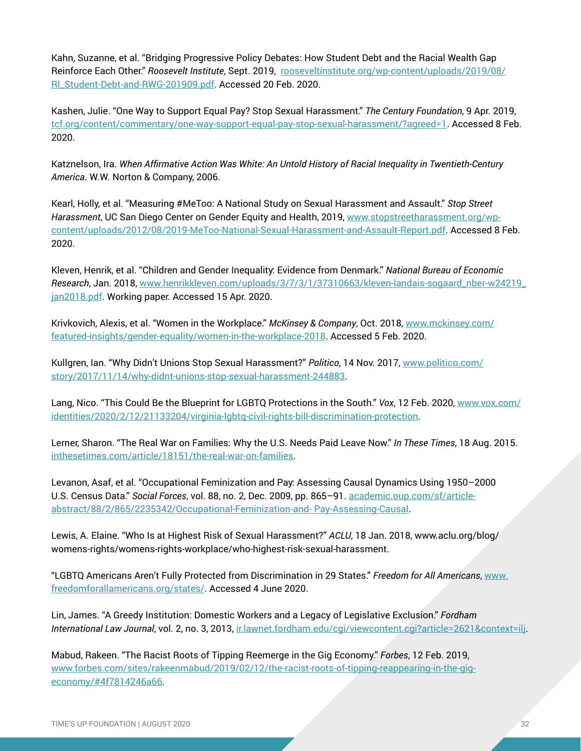Kahn, Suzanne, et al. "Bridging Progressive Policy Debates: How Student Debt and the Racial Wealth Gap Reinforce Each Other." *Roosevelt Institute*, Sept. 2019, rooseveltinstitute.org/wp-content/uploads/2019/08/RI_Student-Debt-and-RWG-201909.pdf. Accessed 20 Feb. 2020.

Kashen, Julie. "One Way to Support Equal Pay? Stop Sexual Harassment." *The Century Foundation*, 9 Apr. 2019, tcf.org/content/commentary/one-way-support-equal-pay-stop-sexual-harassment/?agreed=1. Accessed 8 Feb. 2020.

Katznelson, Ira. *When Affirmative Action Was White: An Untold History of Racial Inequality in Twentieth-Century America*. W.W. Norton & Company, 2006.

Kearl, Holly, et al. "Measuring #MeToo: A National Study on Sexual Harassment and Assault." *Stop Street Harassment*, UC San Diego Center on Gender Equity and Health, 2019, www.stopstreetharassment.org/wp-content/uploads/2012/08/2019-MeToo-National-Sexual-Harassment-and-Assault-Report.pdf. Accessed 8 Feb. 2020.

Kleven, Henrik, et al. "Children and Gender Inequality: Evidence from Denmark." *National Bureau of Economic Research*, Jan. 2018, www.henrikkleven.com/uploads/3/7/3/1/37310663/kleven-landais-sogaard_nber-w24219_jan2018.pdf. Working paper. Accessed 15 Apr. 2020.

Krivkovich, Alexis, et al. "Women in the Workplace." *McKinsey & Company*, Oct. 2018, www.mckinsey.com/featured-insights/gender-equality/women-in-the-workplace-2018. Accessed 5 Feb. 2020.

Kullgren, Ian. "Why Didn't Unions Stop Sexual Harassment?" *Politico*, 14 Nov. 2017, www.politico.com/story/2017/11/14/why-didnt-unions-stop-sexual-harassment-244883.

Lang, Nico. "This Could Be the Blueprint for LGBTQ Protections in the South." *Vox*, 12 Feb. 2020, www.vox.com/identities/2020/2/12/21133204/virginia-lgbtq-civil-rights-bill-discrimination-protection.

Lerner, Sharon. "The Real War on Families: Why the U.S. Needs Paid Leave Now." *In These Times*, 18 Aug. 2015. inthesetimes.com/article/18151/the-real-war-on-families.

Levanon, Asaf, et al. "Occupational Feminization and Pay: Assessing Causal Dynamics Using 1950–2000 U.S. Census Data." *Social Forces*, vol. 88, no. 2, Dec. 2009, pp. 865–91. academic.oup.com/sf/article-abstract/88/2/865/2235342/Occupational-Feminization-and- Pay-Assessing-Causal.

Lewis, A. Elaine. "Who Is at Highest Risk of Sexual Harassment?" *ACLU*, 18 Jan. 2018, www.aclu.org/blog/womens-rights/womens-rights-workplace/who-highest-risk-sexual-harassment.

"LGBTQ Americans Aren't Fully Protected from Discrimination in 29 States." *Freedom for All Americans*, www.freedomforallamericans.org/states/. Accessed 4 June 2020.

Lin, James. "A Greedy Institution: Domestic Workers and a Legacy of Legislative Exclusion." *Fordham International Law Journal*, vol. 2, no. 3, 2013, ir.lawnet.fordham.edu/cgi/viewcontent.cgi?article=2621&context=ilj.

Mabud, Rakeen. "The Racist Roots of Tipping Reemerge in the Gig Economy." *Forbes*, 12 Feb. 2019, www.forbes.com/sites/rakeenmabud/2019/02/12/the-racist-roots-of-tipping-reappearing-in-the-gig-economy/#4f7814246a66.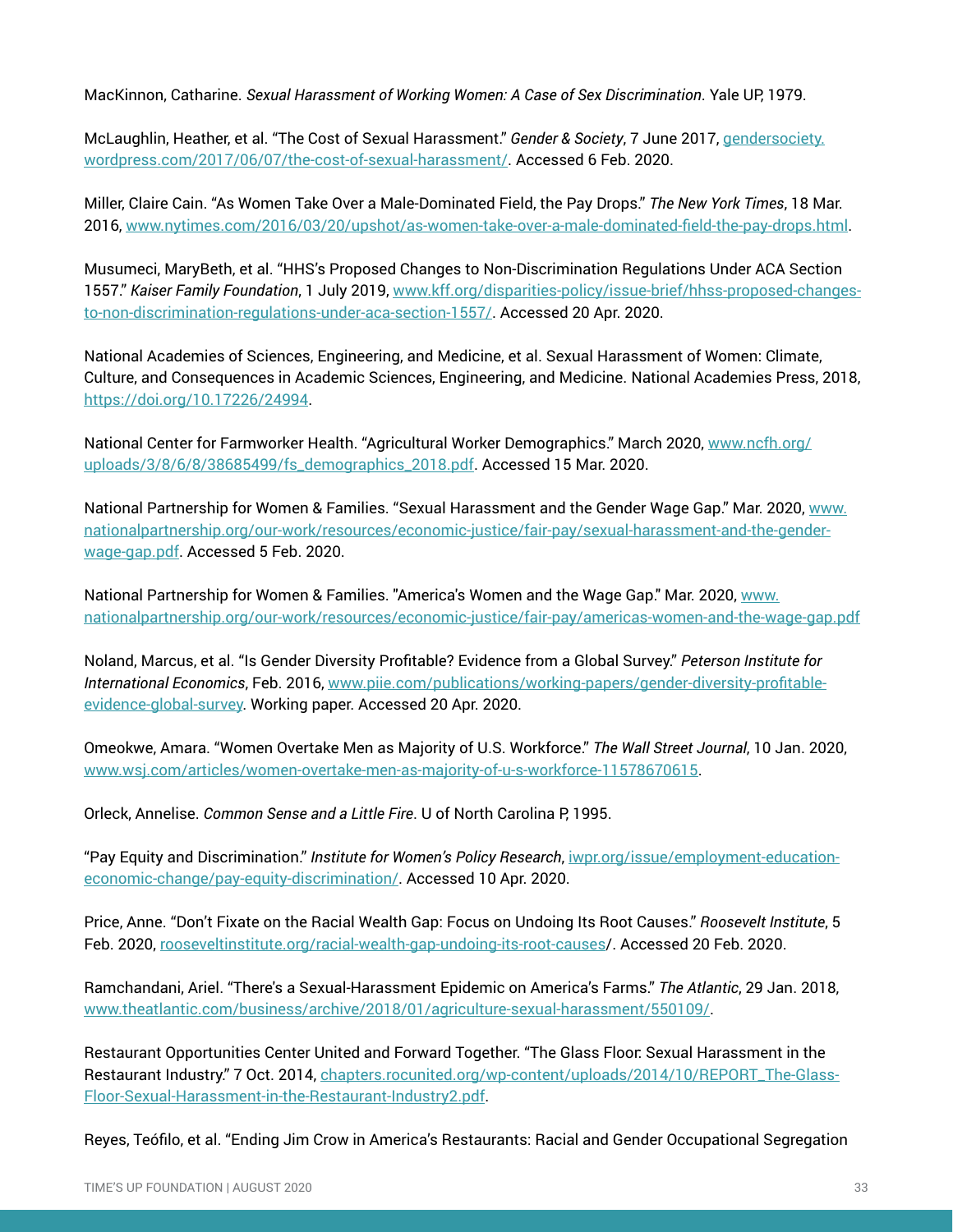MacKinnon, Catharine. *Sexual Harassment of Working Women: A Case of Sex Discrimination*. Yale UP, 1979.

McLaughlin, Heather, et al. "The Cost of Sexual Harassment." *Gender & Society*, 7 June 2017, gendersociety.wordpress.com/2017/06/07/the-cost-of-sexual-harassment/. Accessed 6 Feb. 2020.

Miller, Claire Cain. "As Women Take Over a Male-Dominated Field, the Pay Drops." *The New York Times*, 18 Mar. 2016, www.nytimes.com/2016/03/20/upshot/as-women-take-over-a-male-dominated-field-the-pay-drops.html.

Musumeci, MaryBeth, et al. "HHS's Proposed Changes to Non-Discrimination Regulations Under ACA Section 1557." *Kaiser Family Foundation*, 1 July 2019, www.kff.org/disparities-policy/issue-brief/hhss-proposed-changes-to-non-discrimination-regulations-under-aca-section-1557/. Accessed 20 Apr. 2020.

National Academies of Sciences, Engineering, and Medicine, et al. Sexual Harassment of Women: Climate, Culture, and Consequences in Academic Sciences, Engineering, and Medicine. National Academies Press, 2018, https://doi.org/10.17226/24994.

National Center for Farmworker Health. "Agricultural Worker Demographics." March 2020, www.ncfh.org/uploads/3/8/6/8/38685499/fs_demographics_2018.pdf. Accessed 15 Mar. 2020.

National Partnership for Women & Families. "Sexual Harassment and the Gender Wage Gap." Mar. 2020, www.nationalpartnership.org/our-work/resources/economic-justice/fair-pay/sexual-harassment-and-the-gender-wage-gap.pdf. Accessed 5 Feb. 2020.

National Partnership for Women & Families. "America's Women and the Wage Gap." Mar. 2020, www.nationalpartnership.org/our-work/resources/economic-justice/fair-pay/americas-women-and-the-wage-gap.pdf

Noland, Marcus, et al. "Is Gender Diversity Profitable? Evidence from a Global Survey." *Peterson Institute for International Economics*, Feb. 2016, www.piie.com/publications/working-papers/gender-diversity-profitable-evidence-global-survey. Working paper. Accessed 20 Apr. 2020.

Omeokwe, Amara. "Women Overtake Men as Majority of U.S. Workforce." *The Wall Street Journal*, 10 Jan. 2020, www.wsj.com/articles/women-overtake-men-as-majority-of-u-s-workforce-11578670615.

Orleck, Annelise. *Common Sense and a Little Fire*. U of North Carolina P, 1995.

"Pay Equity and Discrimination." *Institute for Women's Policy Research*, iwpr.org/issue/employment-education-economic-change/pay-equity-discrimination/. Accessed 10 Apr. 2020.

Price, Anne. "Don't Fixate on the Racial Wealth Gap: Focus on Undoing Its Root Causes." *Roosevelt Institute*, 5 Feb. 2020, rooseveltinstitute.org/racial-wealth-gap-undoing-its-root-causes/. Accessed 20 Feb. 2020.

Ramchandani, Ariel. "There's a Sexual-Harassment Epidemic on America's Farms." *The Atlantic*, 29 Jan. 2018, www.theatlantic.com/business/archive/2018/01/agriculture-sexual-harassment/550109/.

Restaurant Opportunities Center United and Forward Together. "The Glass Floor: Sexual Harassment in the Restaurant Industry." 7 Oct. 2014, chapters.rocunited.org/wp-content/uploads/2014/10/REPORT_The-Glass-Floor-Sexual-Harassment-in-the-Restaurant-Industry2.pdf.

Reyes, Teófilo, et al. "Ending Jim Crow in America's Restaurants: Racial and Gender Occupational Segregation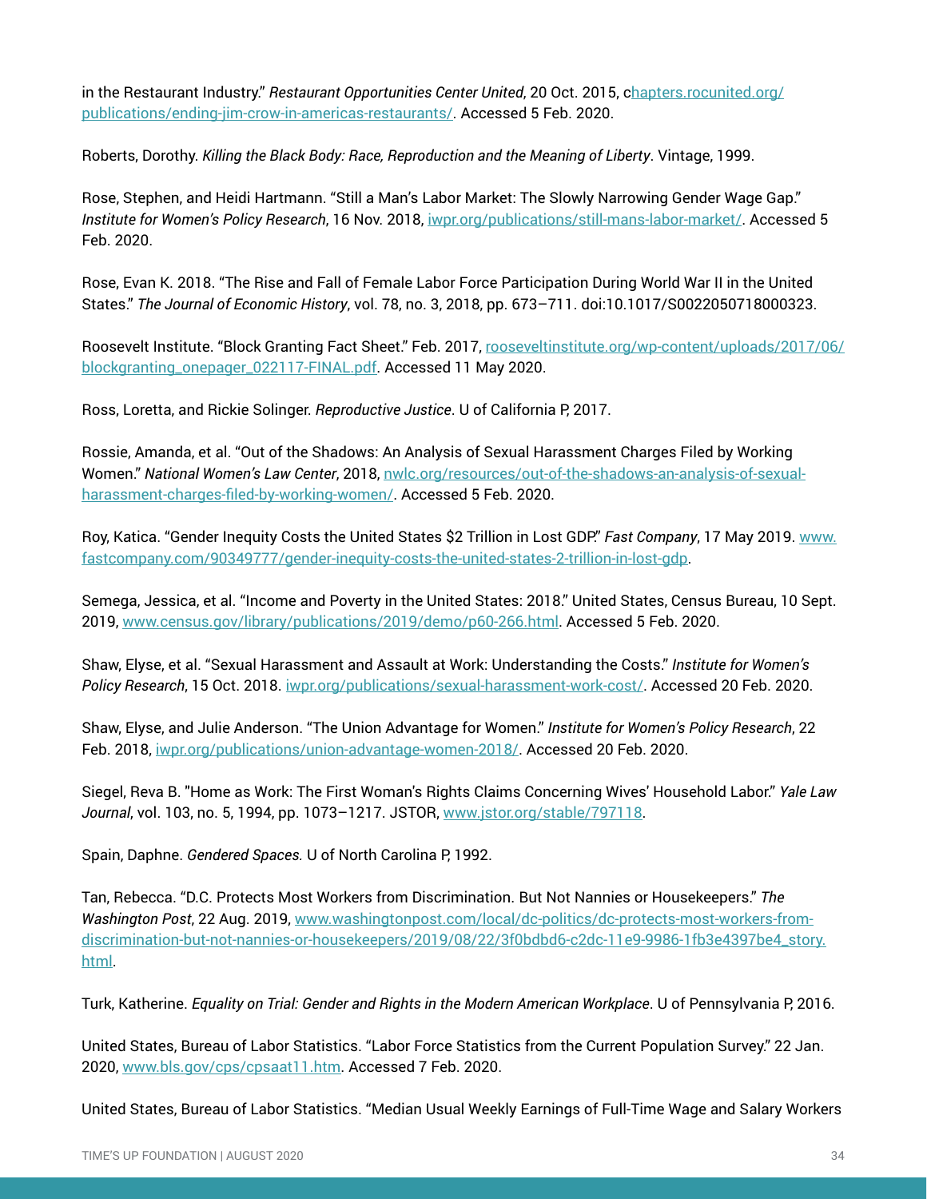in the Restaurant Industry." *Restaurant Opportunities Center United*, 20 Oct. 2015, chapters.rocunited.org/publications/ending-jim-crow-in-americas-restaurants/. Accessed 5 Feb. 2020.

Roberts, Dorothy. *Killing the Black Body: Race, Reproduction and the Meaning of Liberty*. Vintage, 1999.

Rose, Stephen, and Heidi Hartmann. "Still a Man's Labor Market: The Slowly Narrowing Gender Wage Gap." *Institute for Women's Policy Research*, 16 Nov. 2018, iwpr.org/publications/still-mans-labor-market/. Accessed 5 Feb. 2020.

Rose, Evan K. 2018. "The Rise and Fall of Female Labor Force Participation During World War II in the United States." *The Journal of Economic History*, vol. 78, no. 3, 2018, pp. 673–711. doi:10.1017/S0022050718000323.

Roosevelt Institute. "Block Granting Fact Sheet." Feb. 2017, rooseveltinstitute.org/wp-content/uploads/2017/06/blockgranting_onepager_022117-FINAL.pdf. Accessed 11 May 2020.

Ross, Loretta, and Rickie Solinger. *Reproductive Justice*. U of California P, 2017.

Rossie, Amanda, et al. "Out of the Shadows: An Analysis of Sexual Harassment Charges Filed by Working Women." *National Women's Law Center*, 2018, nwlc.org/resources/out-of-the-shadows-an-analysis-of-sexual-harassment-charges-filed-by-working-women/. Accessed 5 Feb. 2020.

Roy, Katica. "Gender Inequity Costs the United States $2 Trillion in Lost GDP." *Fast Company*, 17 May 2019. www.fastcompany.com/90349777/gender-inequity-costs-the-united-states-2-trillion-in-lost-gdp.

Semega, Jessica, et al. "Income and Poverty in the United States: 2018." United States, Census Bureau, 10 Sept. 2019, www.census.gov/library/publications/2019/demo/p60-266.html. Accessed 5 Feb. 2020.

Shaw, Elyse, et al. "Sexual Harassment and Assault at Work: Understanding the Costs." *Institute for Women's Policy Research*, 15 Oct. 2018. iwpr.org/publications/sexual-harassment-work-cost/. Accessed 20 Feb. 2020.

Shaw, Elyse, and Julie Anderson. "The Union Advantage for Women." *Institute for Women's Policy Research*, 22 Feb. 2018, iwpr.org/publications/union-advantage-women-2018/. Accessed 20 Feb. 2020.

Siegel, Reva B. "Home as Work: The First Woman's Rights Claims Concerning Wives' Household Labor." *Yale Law Journal*, vol. 103, no. 5, 1994, pp. 1073–1217. JSTOR, www.jstor.org/stable/797118.

Spain, Daphne. *Gendered Spaces.* U of North Carolina P, 1992.

Tan, Rebecca. "D.C. Protects Most Workers from Discrimination. But Not Nannies or Housekeepers." *The Washington Post*, 22 Aug. 2019, www.washingtonpost.com/local/dc-politics/dc-protects-most-workers-from-discrimination-but-not-nannies-or-housekeepers/2019/08/22/3f0bdbd6-c2dc-11e9-9986-1fb3e4397be4_story.html.

Turk, Katherine. *Equality on Trial: Gender and Rights in the Modern American Workplace*. U of Pennsylvania P, 2016.

United States, Bureau of Labor Statistics. "Labor Force Statistics from the Current Population Survey." 22 Jan. 2020, www.bls.gov/cps/cpsaat11.htm. Accessed 7 Feb. 2020.

United States, Bureau of Labor Statistics. "Median Usual Weekly Earnings of Full-Time Wage and Salary Workers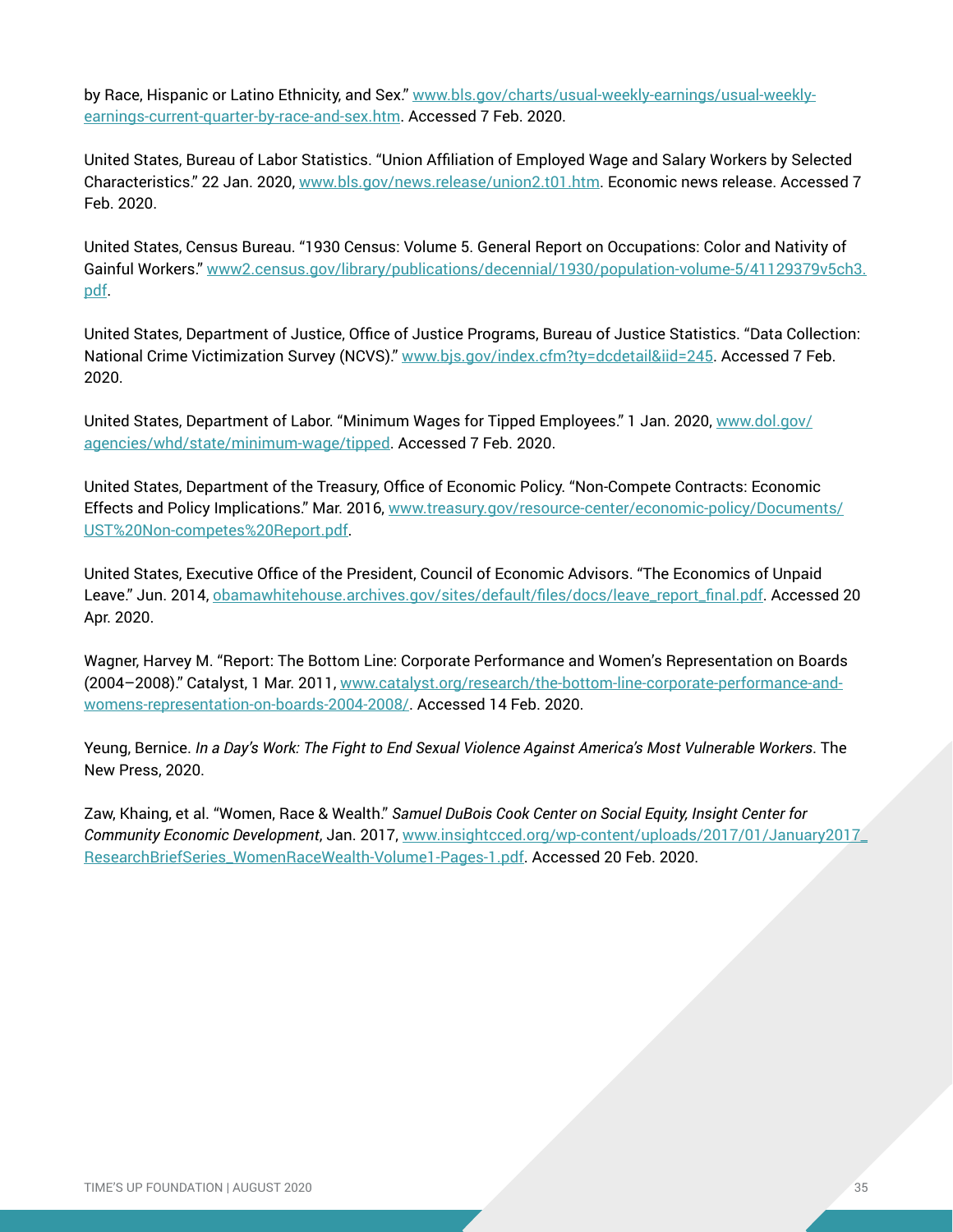by Race, Hispanic or Latino Ethnicity, and Sex." www.bls.gov/charts/usual-weekly-earnings/usual-weekly-earnings-current-quarter-by-race-and-sex.htm. Accessed 7 Feb. 2020.

United States, Bureau of Labor Statistics. "Union Affiliation of Employed Wage and Salary Workers by Selected Characteristics." 22 Jan. 2020, www.bls.gov/news.release/union2.t01.htm. Economic news release. Accessed 7 Feb. 2020.

United States, Census Bureau. "1930 Census: Volume 5. General Report on Occupations: Color and Nativity of Gainful Workers." www2.census.gov/library/publications/decennial/1930/population-volume-5/41129379v5ch3.pdf.

United States, Department of Justice, Office of Justice Programs, Bureau of Justice Statistics. "Data Collection: National Crime Victimization Survey (NCVS)." www.bjs.gov/index.cfm?ty=dcdetail&iid=245. Accessed 7 Feb. 2020.

United States, Department of Labor. "Minimum Wages for Tipped Employees." 1 Jan. 2020, www.dol.gov/agencies/whd/state/minimum-wage/tipped. Accessed 7 Feb. 2020.

United States, Department of the Treasury, Office of Economic Policy. "Non-Compete Contracts: Economic Effects and Policy Implications." Mar. 2016, www.treasury.gov/resource-center/economic-policy/Documents/UST%20Non-competes%20Report.pdf.

United States, Executive Office of the President, Council of Economic Advisors. "The Economics of Unpaid Leave." Jun. 2014, obamawhitehouse.archives.gov/sites/default/files/docs/leave_report_final.pdf. Accessed 20 Apr. 2020.

Wagner, Harvey M. "Report: The Bottom Line: Corporate Performance and Women's Representation on Boards (2004–2008)." Catalyst, 1 Mar. 2011, www.catalyst.org/research/the-bottom-line-corporate-performance-and-womens-representation-on-boards-2004-2008/. Accessed 14 Feb. 2020.

Yeung, Bernice. *In a Day's Work: The Fight to End Sexual Violence Against America's Most Vulnerable Workers*. The New Press, 2020.

Zaw, Khaing, et al. "Women, Race & Wealth." *Samuel DuBois Cook Center on Social Equity, Insight Center for Community Economic Development*, Jan. 2017, www.insightcced.org/wp-content/uploads/2017/01/January2017_ResearchBriefSeries_WomenRaceWealth-Volume1-Pages-1.pdf. Accessed 20 Feb. 2020.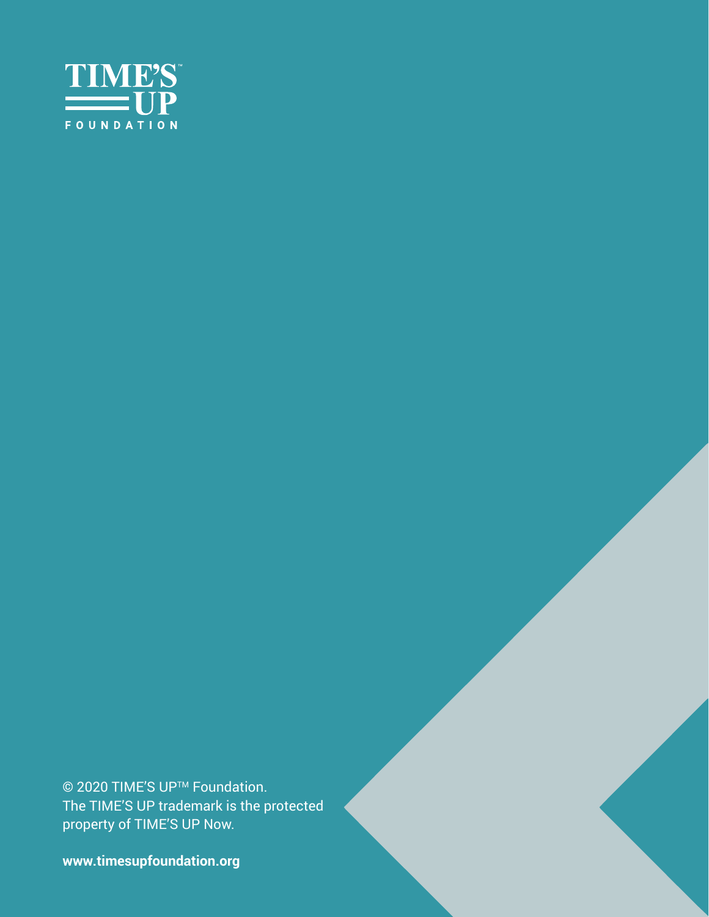TIME'S UP™
FOUNDATION

© 2020 TIME'S UP™ Foundation.
The TIME'S UP trademark is the protected property of TIME'S UP Now.

**www.timesupfoundation.org**